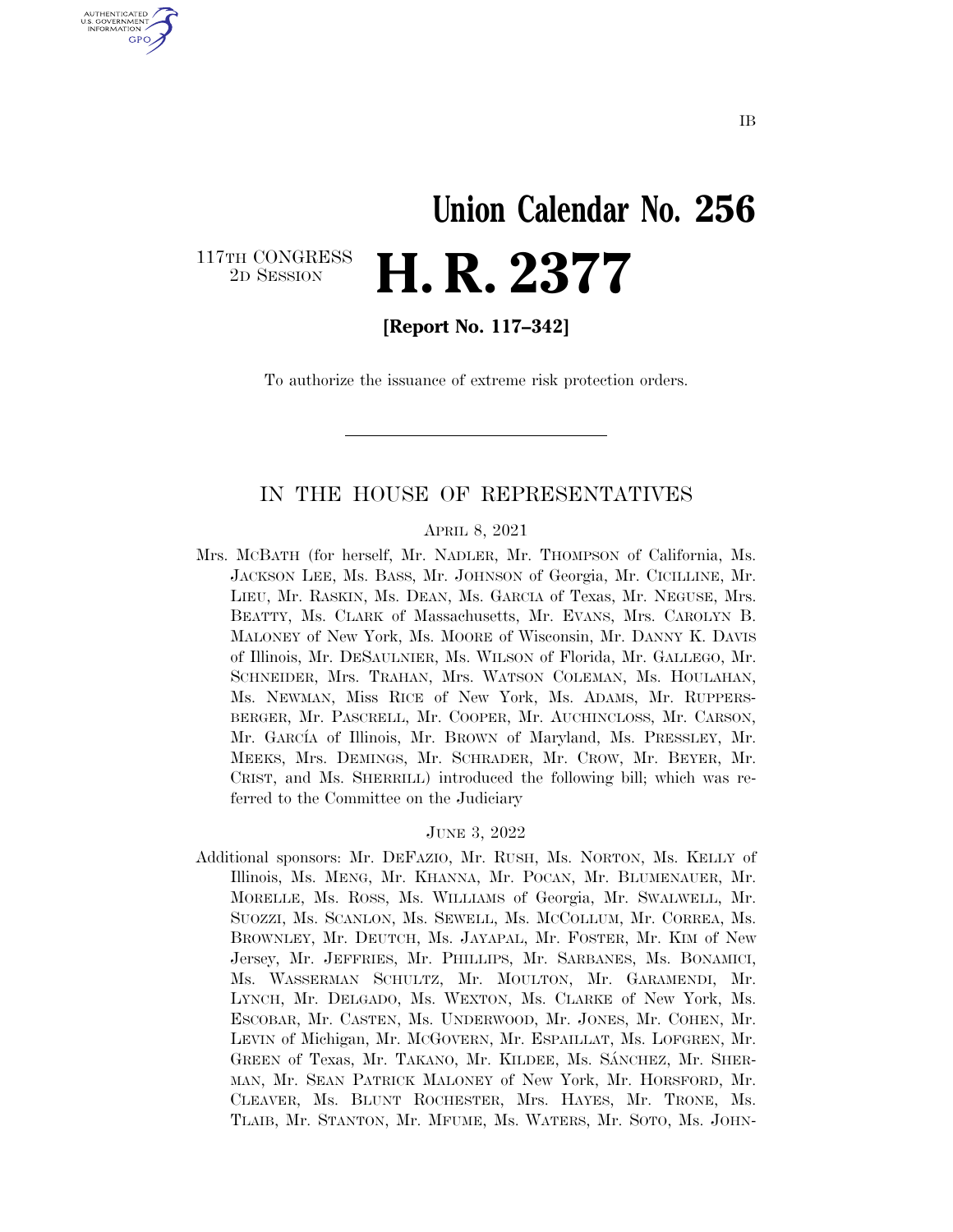IB

# Union Calendar No. 256

117TH CONGRESS
2D SESSION

# H. R. 2377

**[Report No. 117–342]**

To authorize the issuance of extreme risk protection orders.

## IN THE HOUSE OF REPRESENTATIVES

APRIL 8, 2021

Mrs. MCBATH (for herself, Mr. NADLER, Mr. THOMPSON of California, Ms. JACKSON LEE, Ms. BASS, Mr. JOHNSON of Georgia, Mr. CICILLINE, Mr. LIEU, Mr. RASKIN, Ms. DEAN, Ms. GARCIA of Texas, Mr. NEGUSE, Mrs. BEATTY, Ms. CLARK of Massachusetts, Mr. EVANS, Mrs. CAROLYN B. MALONEY of New York, Ms. MOORE of Wisconsin, Mr. DANNY K. DAVIS of Illinois, Mr. DESAULNIER, Ms. WILSON of Florida, Mr. GALLEGO, Mr. SCHNEIDER, Mrs. TRAHAN, Mrs. WATSON COLEMAN, Ms. HOULAHAN, Ms. NEWMAN, Miss RICE of New York, Ms. ADAMS, Mr. RUPPERSBERGER, Mr. PASCRELL, Mr. COOPER, Mr. AUCHINCLOSS, Mr. CARSON, Mr. GARCÍA of Illinois, Mr. BROWN of Maryland, Ms. PRESSLEY, Mr. MEEKS, Mrs. DEMINGS, Mr. SCHRADER, Mr. CROW, Mr. BEYER, Mr. CRIST, and Ms. SHERRILL) introduced the following bill; which was referred to the Committee on the Judiciary

JUNE 3, 2022

Additional sponsors: Mr. DEFAZIO, Mr. RUSH, Ms. NORTON, Ms. KELLY of Illinois, Ms. MENG, Mr. KHANNA, Mr. POCAN, Mr. BLUMENAUER, Mr. MORELLE, Ms. ROSS, Ms. WILLIAMS of Georgia, Mr. SWALWELL, Mr. SUOZZI, Ms. SCANLON, Ms. SEWELL, Ms. MCCOLLUM, Mr. CORREA, Ms. BROWNLEY, Mr. DEUTCH, Ms. JAYAPAL, Mr. FOSTER, Mr. KIM of New Jersey, Mr. JEFFRIES, Mr. PHILLIPS, Mr. SARBANES, Ms. BONAMICI, Ms. WASSERMAN SCHULTZ, Mr. MOULTON, Mr. GARAMENDI, Mr. LYNCH, Mr. DELGADO, Ms. WEXTON, Ms. CLARKE of New York, Ms. ESCOBAR, Mr. CASTEN, Ms. UNDERWOOD, Mr. JONES, Mr. COHEN, Mr. LEVIN of Michigan, Mr. MCGOVERN, Mr. ESPAILLAT, Ms. LOFGREN, Mr. GREEN of Texas, Mr. TAKANO, Mr. KILDEE, Ms. SÁNCHEZ, Mr. SHERMAN, Mr. SEAN PATRICK MALONEY of New York, Mr. HORSFORD, Mr. CLEAVER, Ms. BLUNT ROCHESTER, Mrs. HAYES, Mr. TRONE, Ms. TLAIB, Mr. STANTON, Mr. MFUME, Ms. WATERS, Mr. SOTO, Ms. JOHN-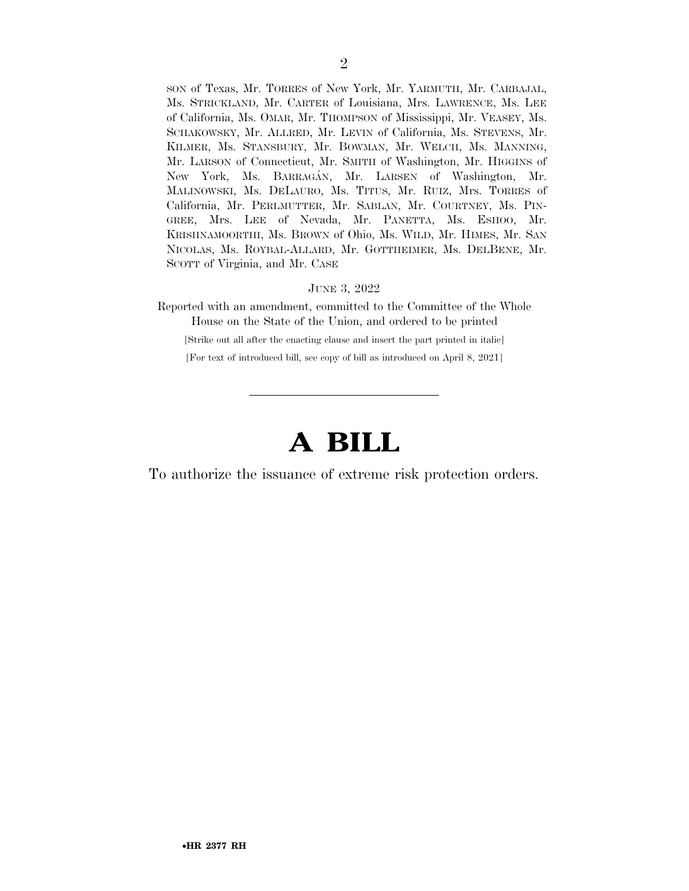son of Texas, Mr. Torres of New York, Mr. Yarmuth, Mr. Carbajal, Ms. Strickland, Mr. Carter of Louisiana, Mrs. Lawrence, Ms. Lee of California, Ms. Omar, Mr. Thompson of Mississippi, Mr. Veasey, Ms. Schakowsky, Mr. Allred, Mr. Levin of California, Ms. Stevens, Mr. Kilmer, Ms. Stansbury, Mr. Bowman, Mr. Welch, Ms. Manning, Mr. Larson of Connecticut, Mr. Smith of Washington, Mr. Higgins of New York, Ms. Barragán, Mr. Larsen of Washington, Mr. Malinowski, Ms. DeLauro, Ms. Titus, Mr. Ruiz, Mrs. Torres of California, Mr. Perlmutter, Mr. Sablan, Mr. Courtney, Ms. Pingree, Mrs. Lee of Nevada, Mr. Panetta, Ms. Eshoo, Mr. Krishnamoorthi, Ms. Brown of Ohio, Ms. Wild, Mr. Himes, Mr. San Nicolas, Ms. Roybal-Allard, Mr. Gottheimer, Ms. DelBene, Mr. Scott of Virginia, and Mr. Case

June 3, 2022

Reported with an amendment, committed to the Committee of the Whole House on the State of the Union, and ordered to be printed

[Strike out all after the enacting clause and insert the part printed in italic]

[For text of introduced bill, see copy of bill as introduced on April 8, 2021]

---

# A BILL

To authorize the issuance of extreme risk protection orders.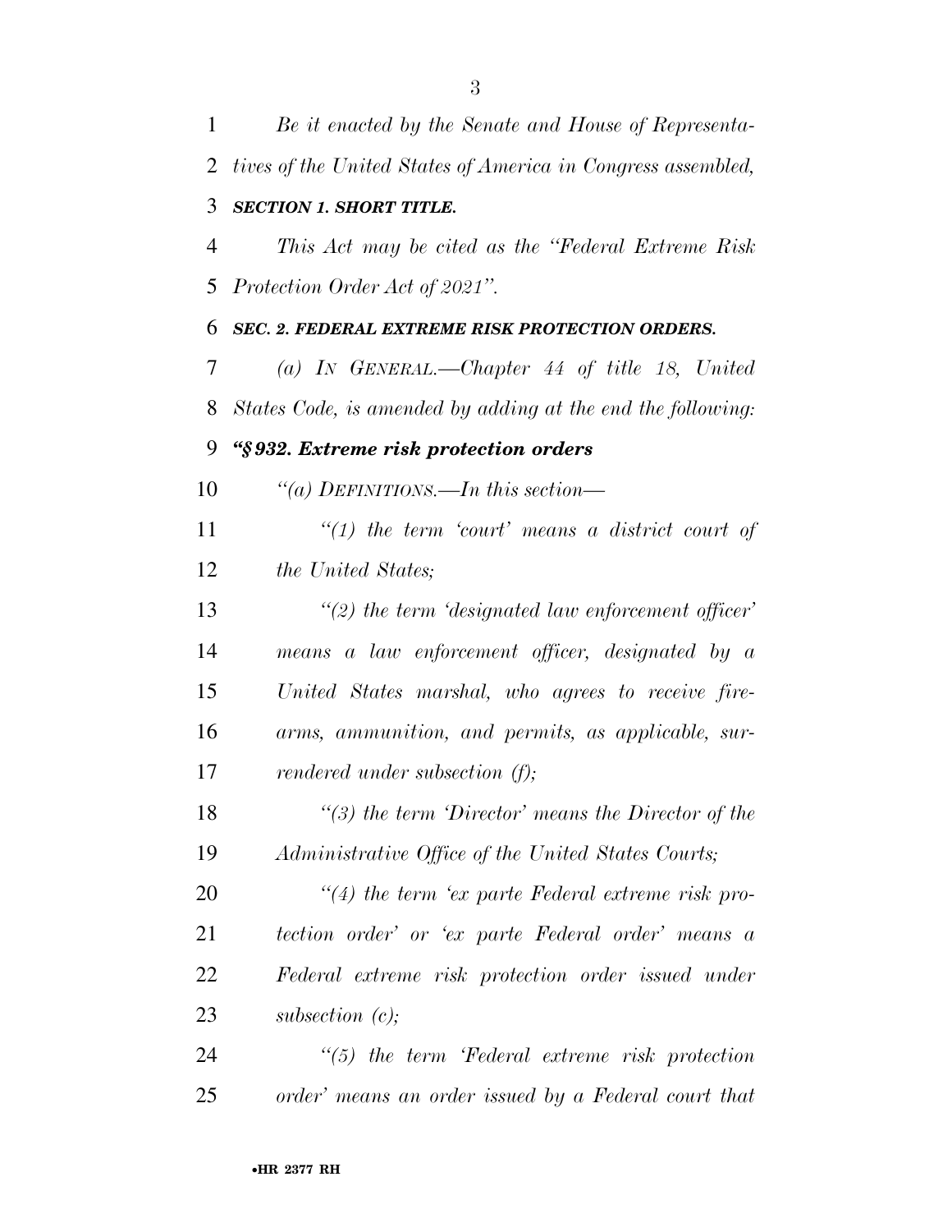*Be it enacted by the Senate and House of Representatives of the United States of America in Congress assembled,*

***SECTION 1. SHORT TITLE.***

*This Act may be cited as the "Federal Extreme Risk Protection Order Act of 2021".*

***SEC. 2. FEDERAL EXTREME RISK PROTECTION ORDERS.***

*(a) IN GENERAL.—Chapter 44 of title 18, United States Code, is amended by adding at the end the following:*

***"§932. Extreme risk protection orders***

*"(a) DEFINITIONS.—In this section—*

*"(1) the term 'court' means a district court of the United States;*

*"(2) the term 'designated law enforcement officer' means a law enforcement officer, designated by a United States marshal, who agrees to receive firearms, ammunition, and permits, as applicable, surrendered under subsection (f);*

*"(3) the term 'Director' means the Director of the Administrative Office of the United States Courts;*

*"(4) the term 'ex parte Federal extreme risk protection order' or 'ex parte Federal order' means a Federal extreme risk protection order issued under subsection (c);*

*"(5) the term 'Federal extreme risk protection order' means an order issued by a Federal court that*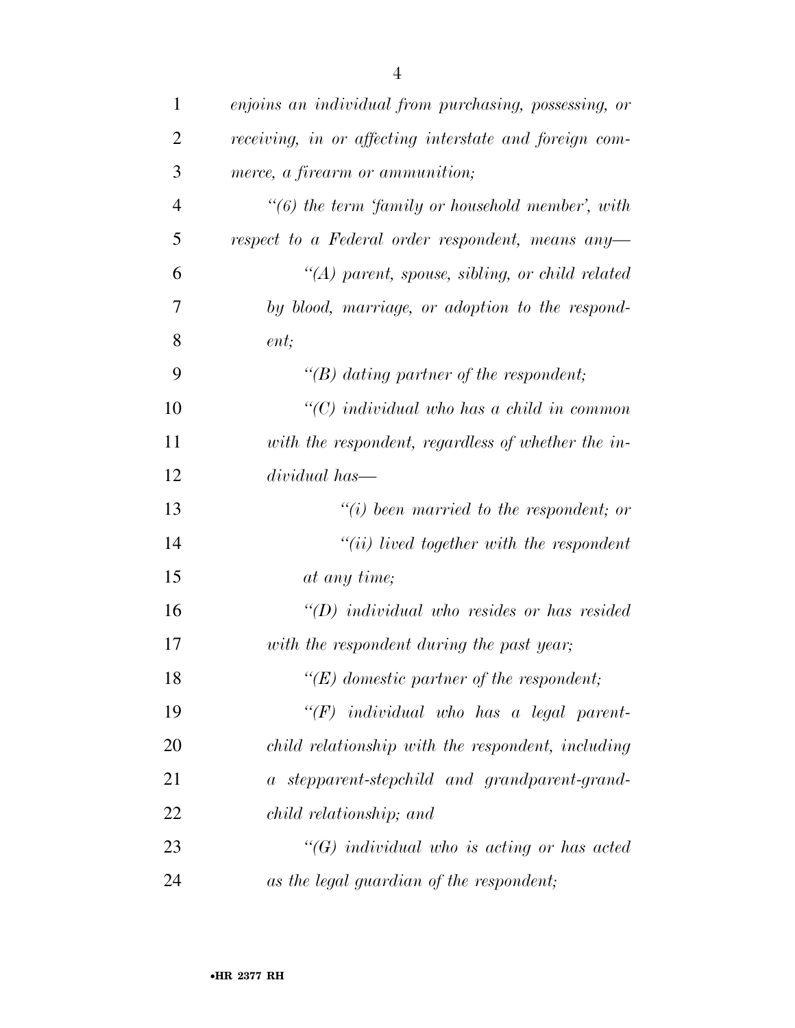*enjoins an individual from purchasing, possessing, or receiving, in or affecting interstate and foreign commerce, a firearm or ammunition;*

*''(6) the term 'family or household member', with respect to a Federal order respondent, means any—*

*''(A) parent, spouse, sibling, or child related by blood, marriage, or adoption to the respondent;*

*''(B) dating partner of the respondent;*

*''(C) individual who has a child in common with the respondent, regardless of whether the individual has—*

*''(i) been married to the respondent; or*

*''(ii) lived together with the respondent at any time;*

*''(D) individual who resides or has resided with the respondent during the past year;*

*''(E) domestic partner of the respondent;*

*''(F) individual who has a legal parent-child relationship with the respondent, including a stepparent-stepchild and grandparent-grandchild relationship; and*

*''(G) individual who is acting or has acted as the legal guardian of the respondent;*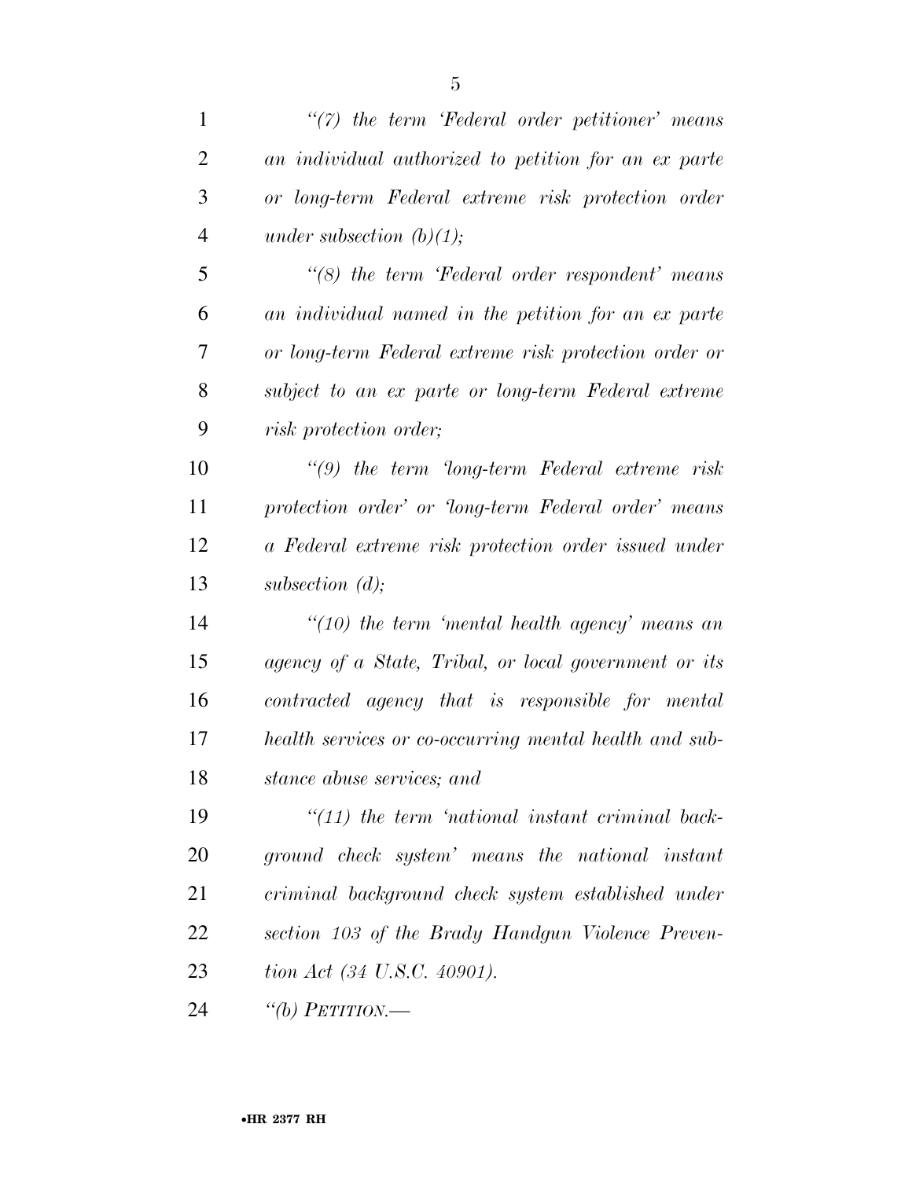*"(7) the term 'Federal order petitioner' means an individual authorized to petition for an ex parte or long-term Federal extreme risk protection order under subsection (b)(1);*

*"(8) the term 'Federal order respondent' means an individual named in the petition for an ex parte or long-term Federal extreme risk protection order or subject to an ex parte or long-term Federal extreme risk protection order;*

*"(9) the term 'long-term Federal extreme risk protection order' or 'long-term Federal order' means a Federal extreme risk protection order issued under subsection (d);*

*"(10) the term 'mental health agency' means an agency of a State, Tribal, or local government or its contracted agency that is responsible for mental health services or co-occurring mental health and substance abuse services; and*

*"(11) the term 'national instant criminal background check system' means the national instant criminal background check system established under section 103 of the Brady Handgun Violence Prevention Act (34 U.S.C. 40901).*

*"(b) PETITION.—*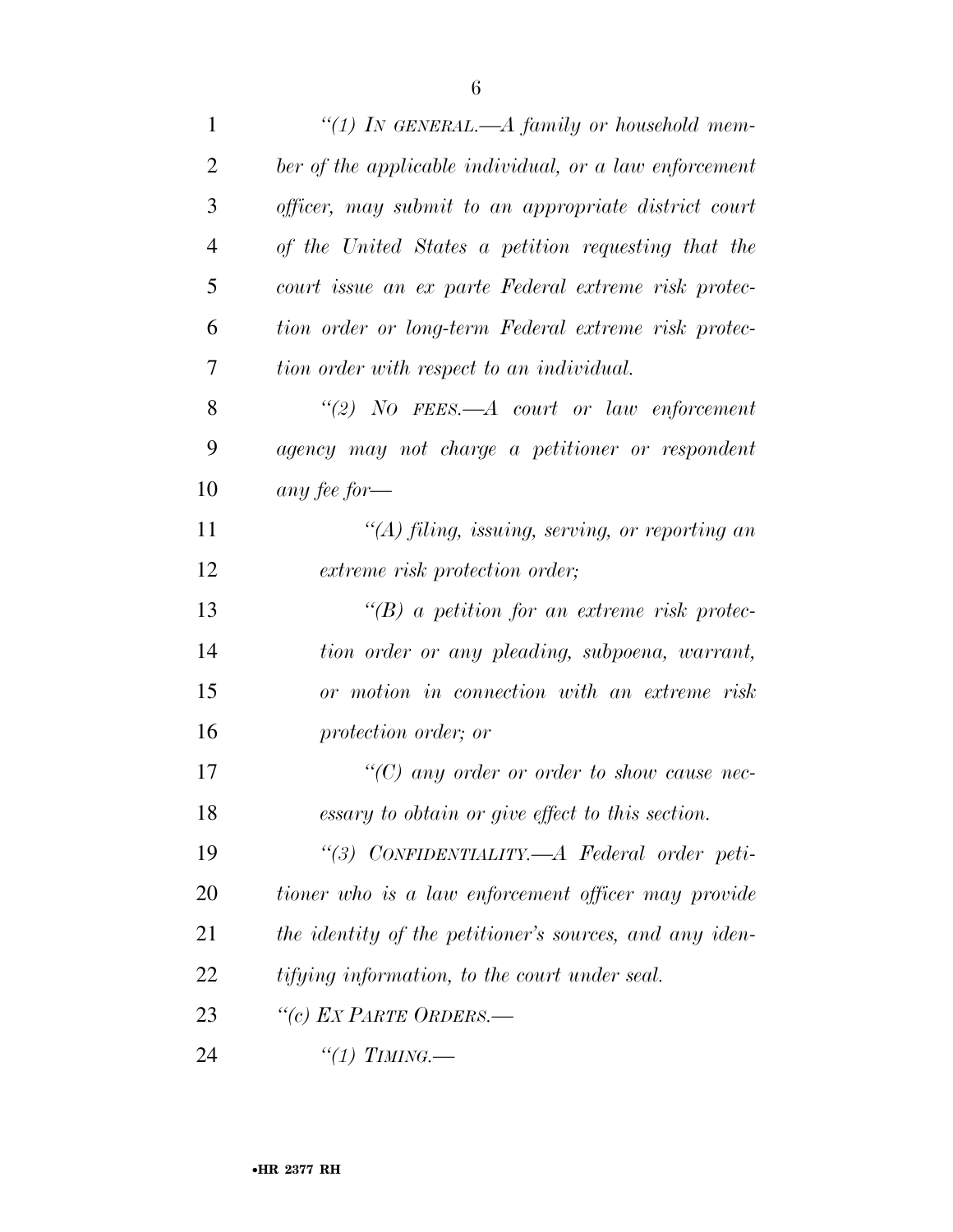*"(1) IN GENERAL.—A family or household member of the applicable individual, or a law enforcement officer, may submit to an appropriate district court of the United States a petition requesting that the court issue an ex parte Federal extreme risk protection order or long-term Federal extreme risk protection order with respect to an individual.*

*"(2) NO FEES.—A court or law enforcement agency may not charge a petitioner or respondent any fee for—*

*"(A) filing, issuing, serving, or reporting an extreme risk protection order;*

*"(B) a petition for an extreme risk protection order or any pleading, subpoena, warrant, or motion in connection with an extreme risk protection order; or*

*"(C) any order or order to show cause necessary to obtain or give effect to this section.*

*"(3) CONFIDENTIALITY.—A Federal order petitioner who is a law enforcement officer may provide the identity of the petitioner's sources, and any identifying information, to the court under seal.*

*"(c) EX PARTE ORDERS.—*

*"(1) TIMING.—*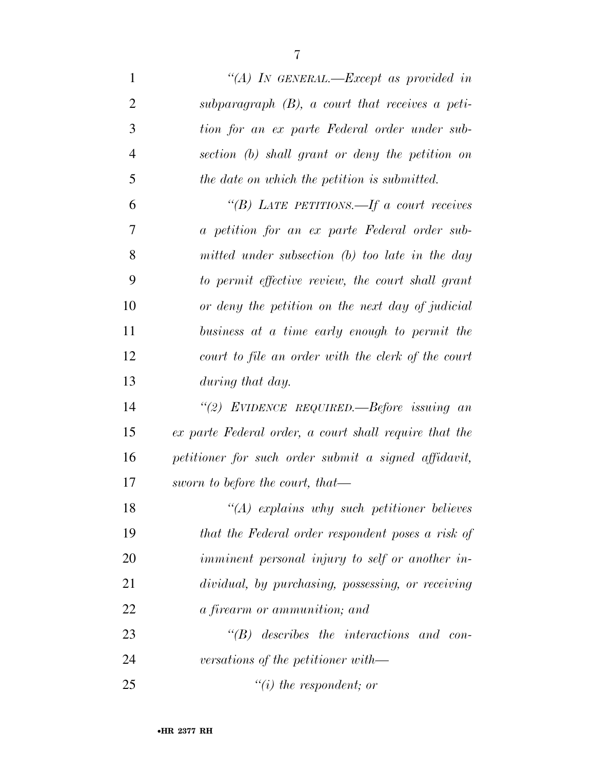*"(A) IN GENERAL.—Except as provided in subparagraph (B), a court that receives a petition for an ex parte Federal order under subsection (b) shall grant or deny the petition on the date on which the petition is submitted.*

*"(B) LATE PETITIONS.—If a court receives a petition for an ex parte Federal order submitted under subsection (b) too late in the day to permit effective review, the court shall grant or deny the petition on the next day of judicial business at a time early enough to permit the court to file an order with the clerk of the court during that day.*

*"(2) EVIDENCE REQUIRED.—Before issuing an ex parte Federal order, a court shall require that the petitioner for such order submit a signed affidavit, sworn to before the court, that—*

*"(A) explains why such petitioner believes that the Federal order respondent poses a risk of imminent personal injury to self or another individual, by purchasing, possessing, or receiving a firearm or ammunition; and*

*"(B) describes the interactions and conversations of the petitioner with—*

*"(i) the respondent; or*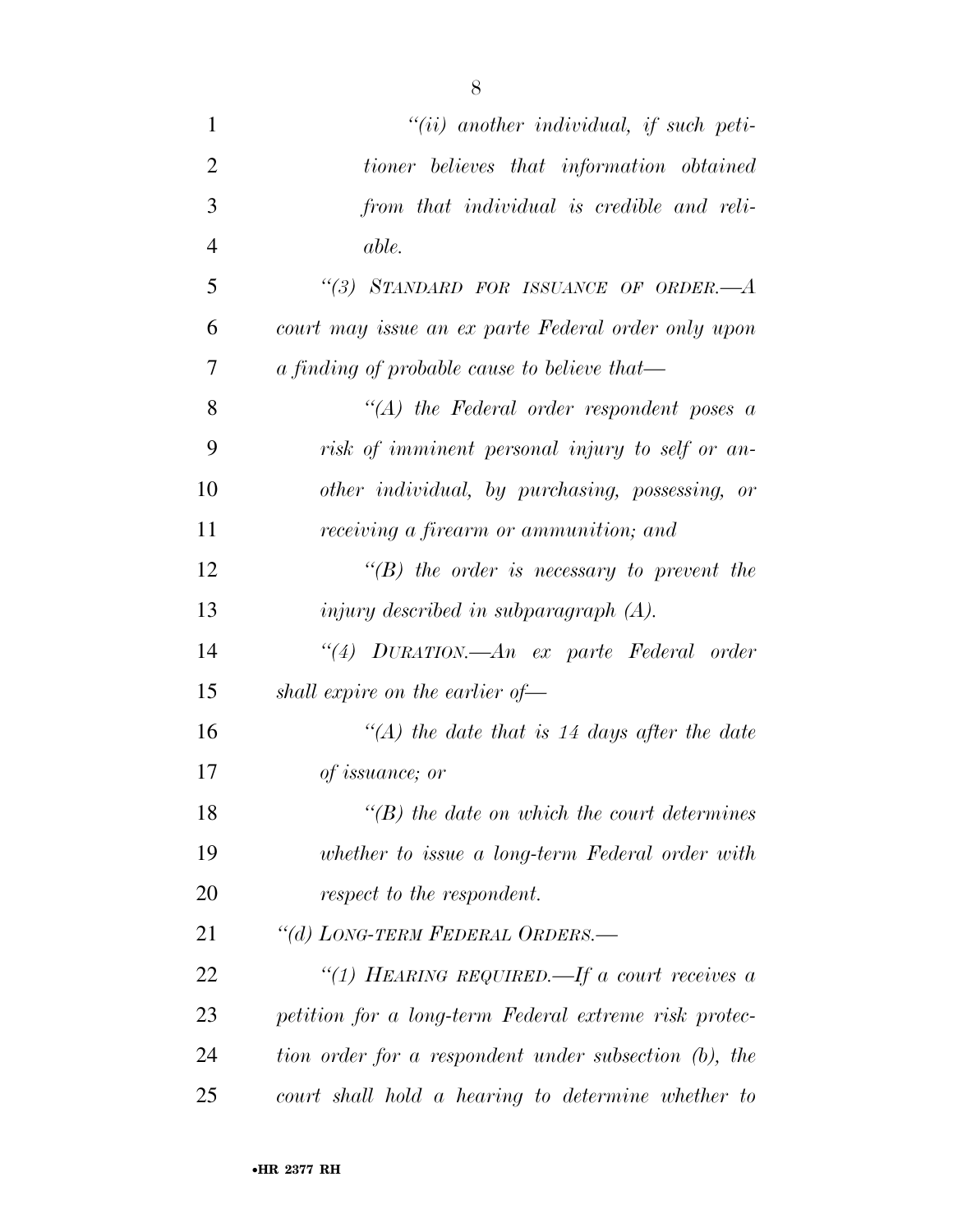*"(ii) another individual, if such petitioner believes that information obtained from that individual is credible and reliable.*

*"(3) STANDARD FOR ISSUANCE OF ORDER.—A court may issue an ex parte Federal order only upon a finding of probable cause to believe that—*

*"(A) the Federal order respondent poses a risk of imminent personal injury to self or another individual, by purchasing, possessing, or receiving a firearm or ammunition; and*

*"(B) the order is necessary to prevent the injury described in subparagraph (A).*

*"(4) DURATION.—An ex parte Federal order shall expire on the earlier of—*

*"(A) the date that is 14 days after the date of issuance; or*

*"(B) the date on which the court determines whether to issue a long-term Federal order with respect to the respondent.*

*"(d) LONG-TERM FEDERAL ORDERS.—*

*"(1) HEARING REQUIRED.—If a court receives a petition for a long-term Federal extreme risk protection order for a respondent under subsection (b), the court shall hold a hearing to determine whether to*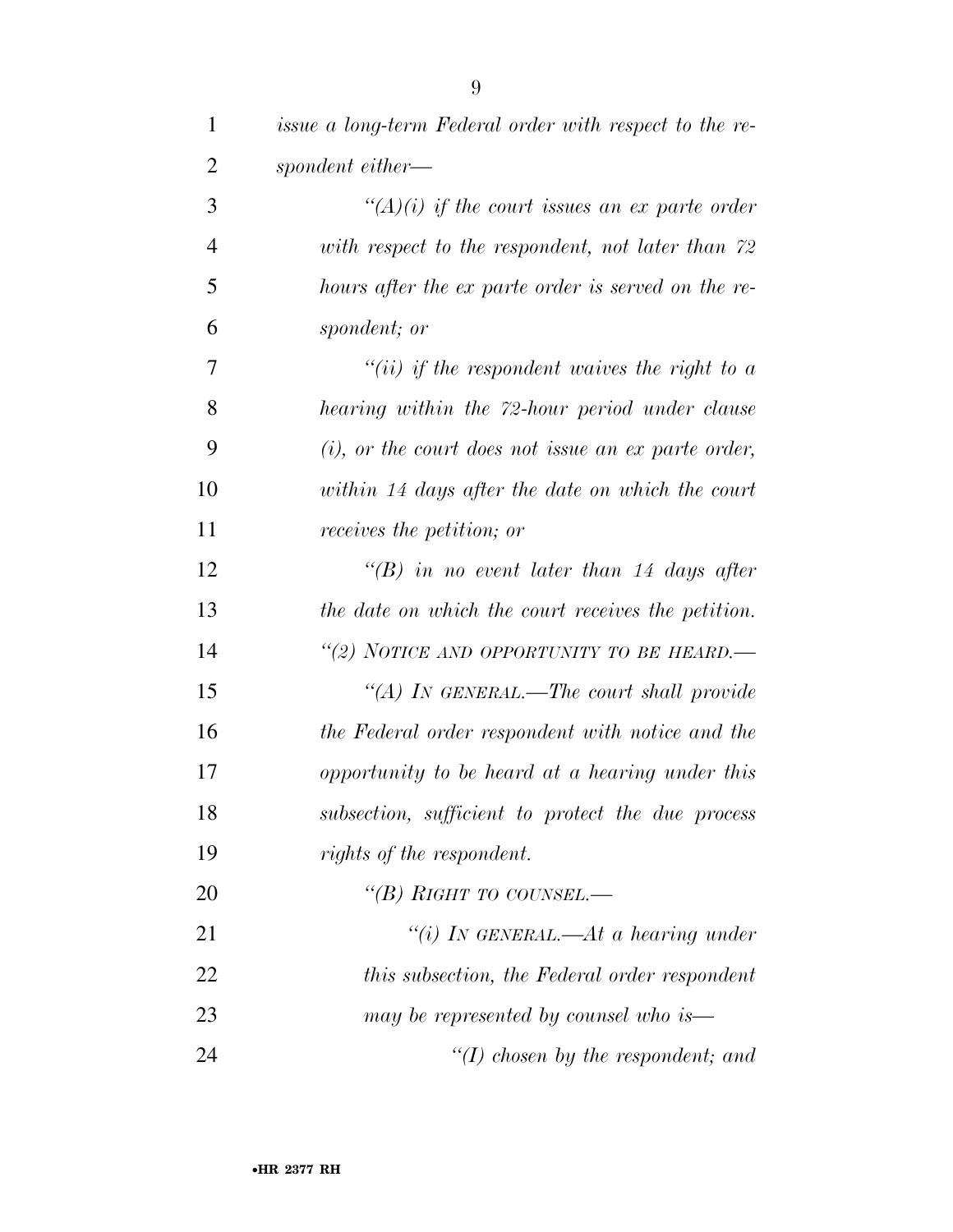*issue a long-term Federal order with respect to the respondent either—*

*"(A)(i) if the court issues an ex parte order with respect to the respondent, not later than 72 hours after the ex parte order is served on the respondent; or*

*"(ii) if the respondent waives the right to a hearing within the 72-hour period under clause (i), or the court does not issue an ex parte order, within 14 days after the date on which the court receives the petition; or*

*"(B) in no event later than 14 days after the date on which the court receives the petition.*

*"(2) NOTICE AND OPPORTUNITY TO BE HEARD.—*

*"(A) IN GENERAL.—The court shall provide the Federal order respondent with notice and the opportunity to be heard at a hearing under this subsection, sufficient to protect the due process rights of the respondent.*

*"(B) RIGHT TO COUNSEL.—*

*"(i) IN GENERAL.—At a hearing under this subsection, the Federal order respondent may be represented by counsel who is—*

*"(I) chosen by the respondent; and*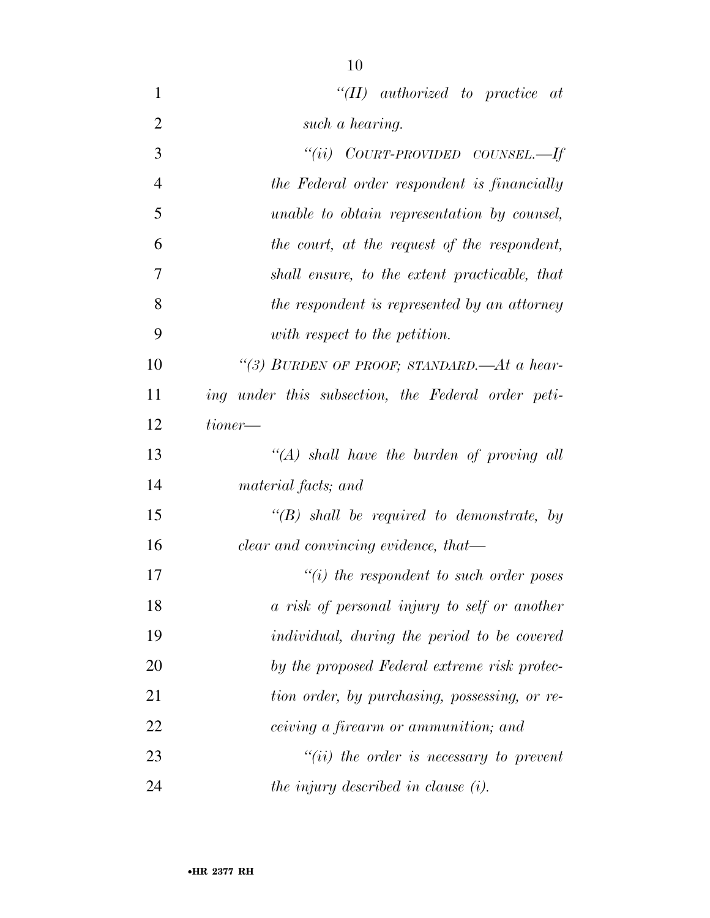*"(II) authorized to practice at such a hearing.*

*"(ii) COURT-PROVIDED COUNSEL.—If the Federal order respondent is financially unable to obtain representation by counsel, the court, at the request of the respondent, shall ensure, to the extent practicable, that the respondent is represented by an attorney with respect to the petition.*

*"(3) BURDEN OF PROOF; STANDARD.—At a hearing under this subsection, the Federal order petitioner—*

*"(A) shall have the burden of proving all material facts; and*

*"(B) shall be required to demonstrate, by clear and convincing evidence, that—*

*"(i) the respondent to such order poses a risk of personal injury to self or another individual, during the period to be covered by the proposed Federal extreme risk protection order, by purchasing, possessing, or receiving a firearm or ammunition; and*

*"(ii) the order is necessary to prevent the injury described in clause (i).*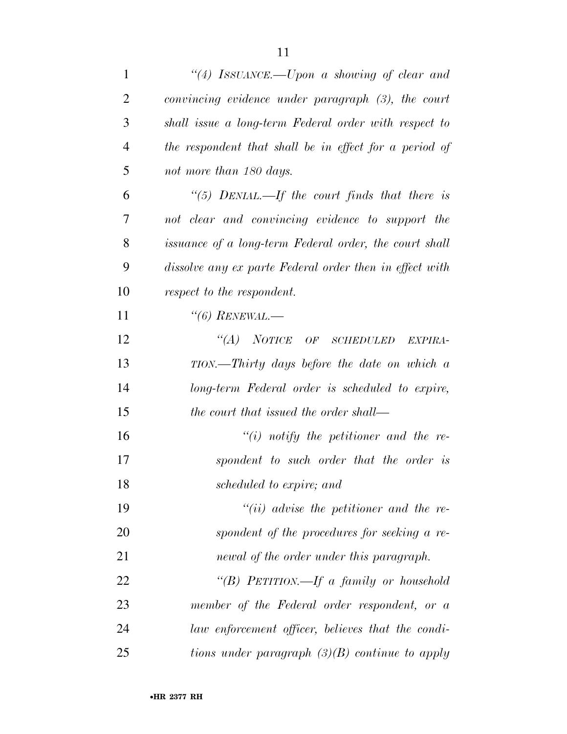*"(4) ISSUANCE.—Upon a showing of clear and convincing evidence under paragraph (3), the court shall issue a long-term Federal order with respect to the respondent that shall be in effect for a period of not more than 180 days.*

*"(5) DENIAL.—If the court finds that there is not clear and convincing evidence to support the issuance of a long-term Federal order, the court shall dissolve any ex parte Federal order then in effect with respect to the respondent.*

*"(6) RENEWAL.—*

*"(A) NOTICE OF SCHEDULED EXPIRATION.—Thirty days before the date on which a long-term Federal order is scheduled to expire, the court that issued the order shall—*

*"(i) notify the petitioner and the respondent to such order that the order is scheduled to expire; and*

*"(ii) advise the petitioner and the respondent of the procedures for seeking a renewal of the order under this paragraph.*

*"(B) PETITION.—If a family or household member of the Federal order respondent, or a law enforcement officer, believes that the conditions under paragraph (3)(B) continue to apply*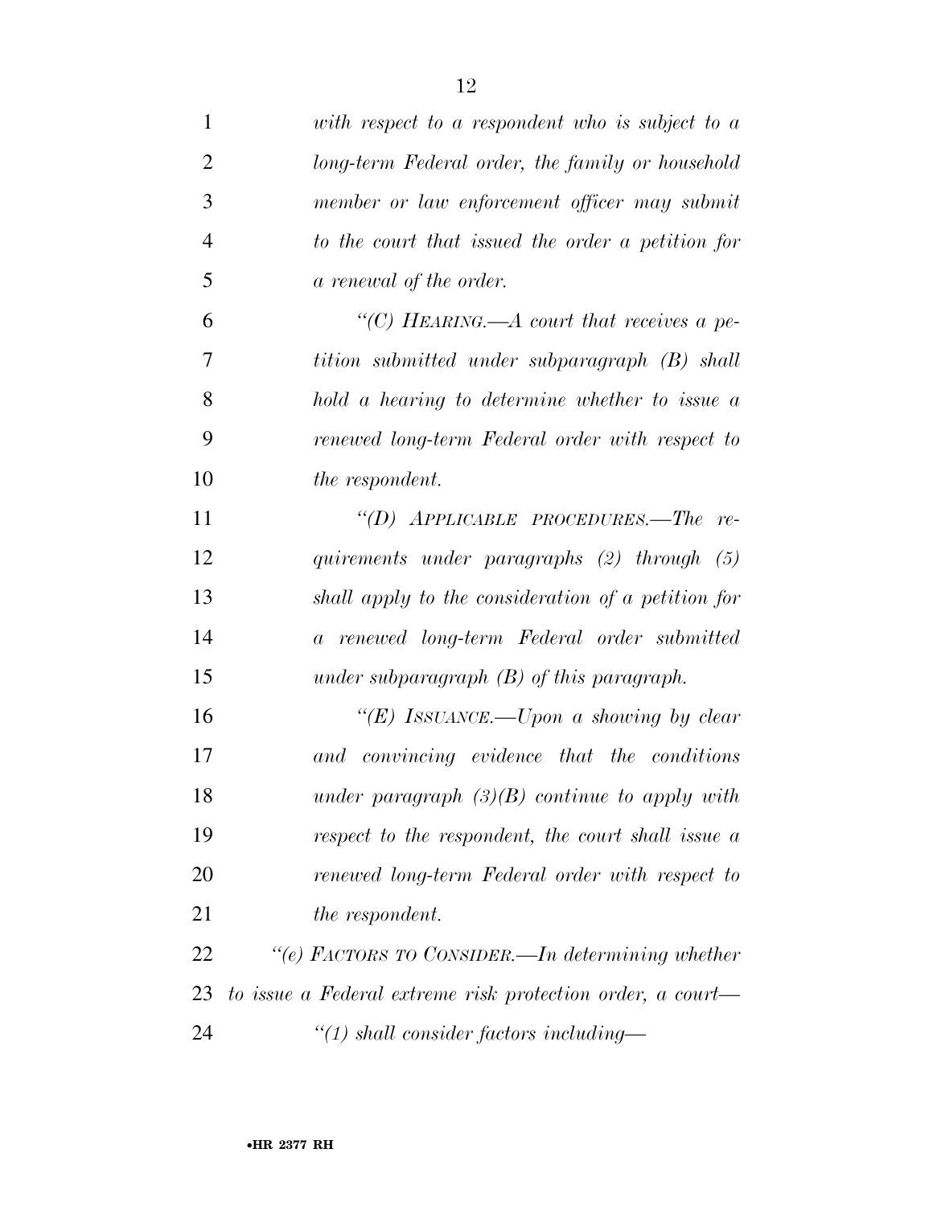*with respect to a respondent who is subject to a long-term Federal order, the family or household member or law enforcement officer may submit to the court that issued the order a petition for a renewal of the order.*

*"(C) HEARING.—A court that receives a petition submitted under subparagraph (B) shall hold a hearing to determine whether to issue a renewed long-term Federal order with respect to the respondent.*

*"(D) APPLICABLE PROCEDURES.—The requirements under paragraphs (2) through (5) shall apply to the consideration of a petition for a renewed long-term Federal order submitted under subparagraph (B) of this paragraph.*

*"(E) ISSUANCE.—Upon a showing by clear and convincing evidence that the conditions under paragraph (3)(B) continue to apply with respect to the respondent, the court shall issue a renewed long-term Federal order with respect to the respondent.*

*"(e) FACTORS TO CONSIDER.—In determining whether to issue a Federal extreme risk protection order, a court—*

*"(1) shall consider factors including—*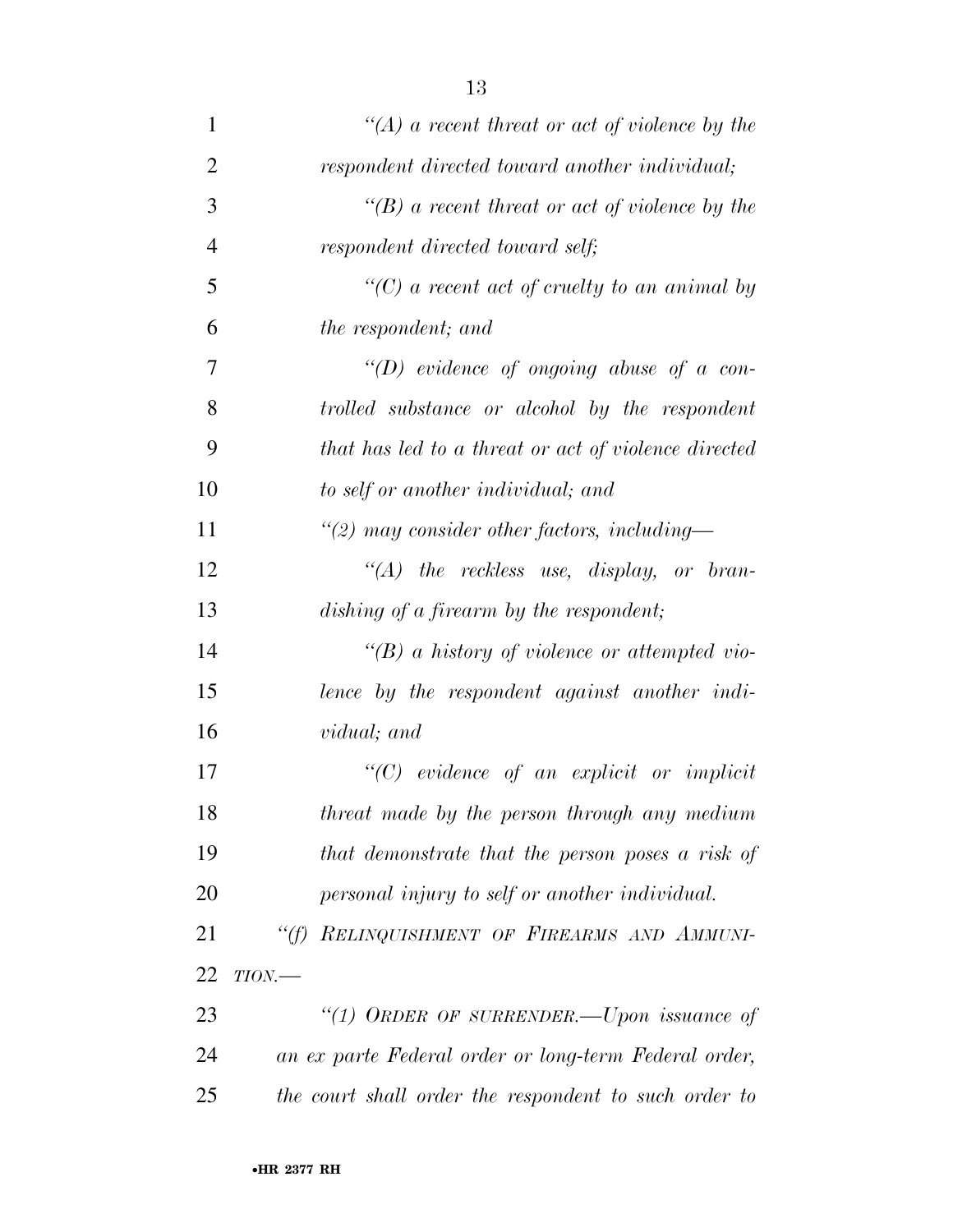*"(A) a recent threat or act of violence by the respondent directed toward another individual;*

*"(B) a recent threat or act of violence by the respondent directed toward self;*

*"(C) a recent act of cruelty to an animal by the respondent; and*

*"(D) evidence of ongoing abuse of a controlled substance or alcohol by the respondent that has led to a threat or act of violence directed to self or another individual; and*

*"(2) may consider other factors, including—*

*"(A) the reckless use, display, or brandishing of a firearm by the respondent;*

*"(B) a history of violence or attempted violence by the respondent against another individual; and*

*"(C) evidence of an explicit or implicit threat made by the person through any medium that demonstrate that the person poses a risk of personal injury to self or another individual.*

*"(f) RELINQUISHMENT OF FIREARMS AND AMMUNITION.—*

*"(1) ORDER OF SURRENDER.—Upon issuance of an ex parte Federal order or long-term Federal order, the court shall order the respondent to such order to*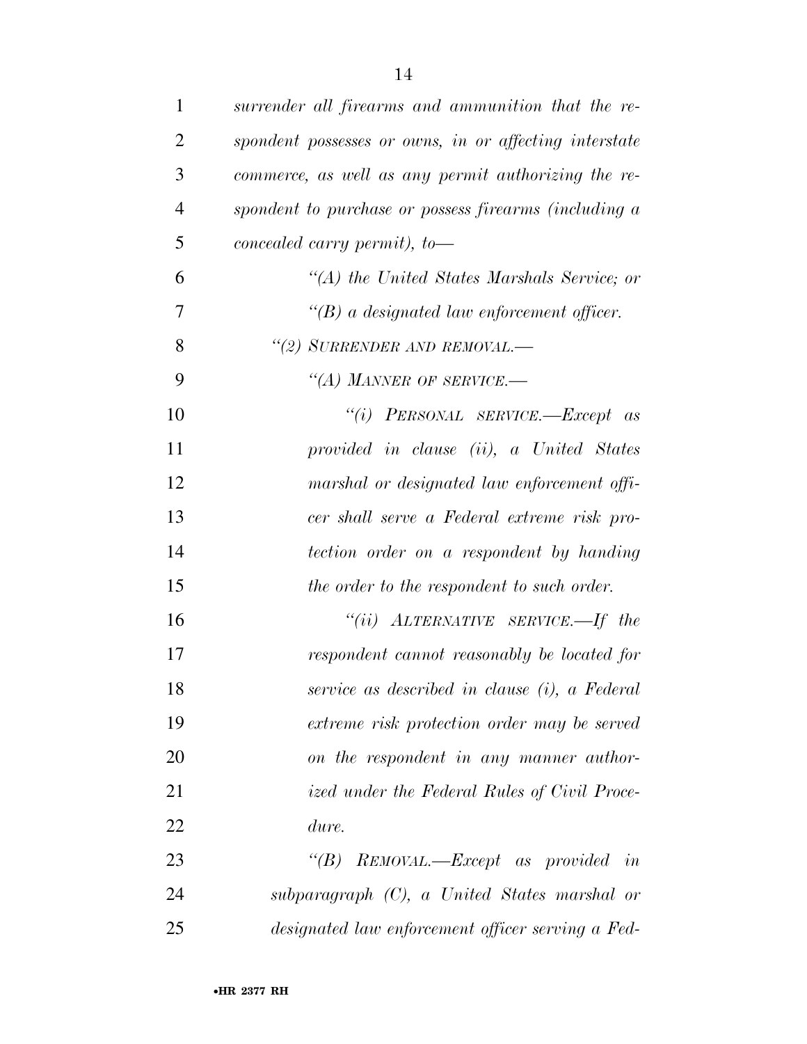*surrender all firearms and ammunition that the respondent possesses or owns, in or affecting interstate commerce, as well as any permit authorizing the respondent to purchase or possess firearms (including a concealed carry permit), to—*

*"(A) the United States Marshals Service; or*

*"(B) a designated law enforcement officer.*

*"(2) SURRENDER AND REMOVAL.—*

*"(A) MANNER OF SERVICE.—*

*"(i) PERSONAL SERVICE.—Except as provided in clause (ii), a United States marshal or designated law enforcement officer shall serve a Federal extreme risk protection order on a respondent by handing the order to the respondent to such order.*

*"(ii) ALTERNATIVE SERVICE.—If the respondent cannot reasonably be located for service as described in clause (i), a Federal extreme risk protection order may be served on the respondent in any manner authorized under the Federal Rules of Civil Procedure.*

*"(B) REMOVAL.—Except as provided in subparagraph (C), a United States marshal or designated law enforcement officer serving a Fed-*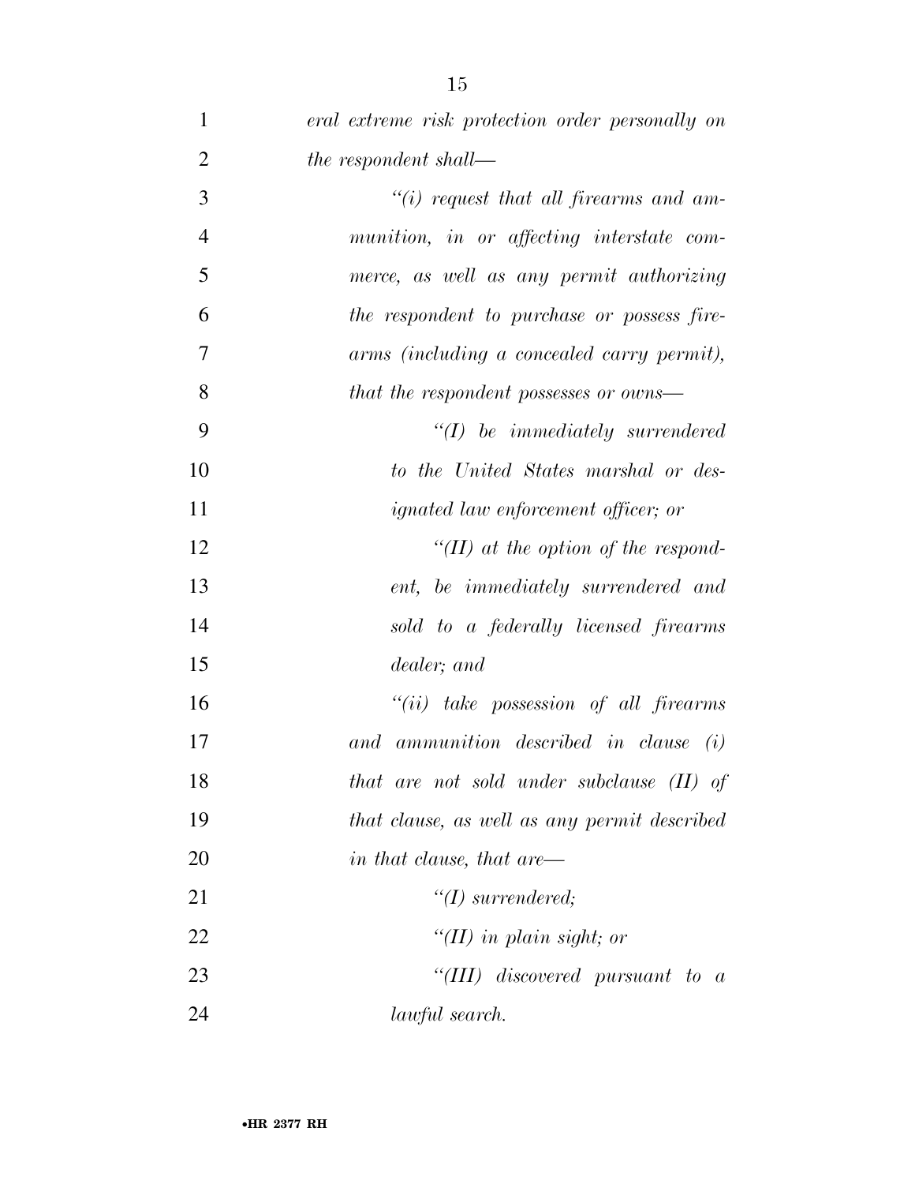*eral extreme risk protection order personally on the respondent shall—*

*"(i) request that all firearms and ammunition, in or affecting interstate commerce, as well as any permit authorizing the respondent to purchase or possess firearms (including a concealed carry permit), that the respondent possesses or owns—*

*"(I) be immediately surrendered to the United States marshal or designated law enforcement officer; or*

*"(II) at the option of the respondent, be immediately surrendered and sold to a federally licensed firearms dealer; and*

*"(ii) take possession of all firearms and ammunition described in clause (i) that are not sold under subclause (II) of that clause, as well as any permit described in that clause, that are—*

*"(I) surrendered;*

*"(II) in plain sight; or*

*"(III) discovered pursuant to a lawful search.*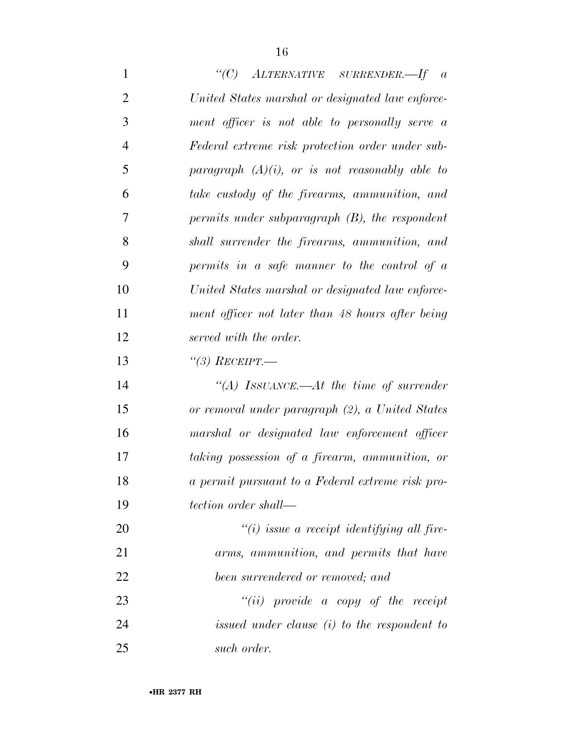*"(C) ALTERNATIVE SURRENDER.—If a United States marshal or designated law enforcement officer is not able to personally serve a Federal extreme risk protection order under subparagraph (A)(i), or is not reasonably able to take custody of the firearms, ammunition, and permits under subparagraph (B), the respondent shall surrender the firearms, ammunition, and permits in a safe manner to the control of a United States marshal or designated law enforcement officer not later than 48 hours after being served with the order.*

*"(3) RECEIPT.—*

*"(A) ISSUANCE.—At the time of surrender or removal under paragraph (2), a United States marshal or designated law enforcement officer taking possession of a firearm, ammunition, or a permit pursuant to a Federal extreme risk protection order shall—*

*"(i) issue a receipt identifying all firearms, ammunition, and permits that have been surrendered or removed; and*

*"(ii) provide a copy of the receipt issued under clause (i) to the respondent to such order.*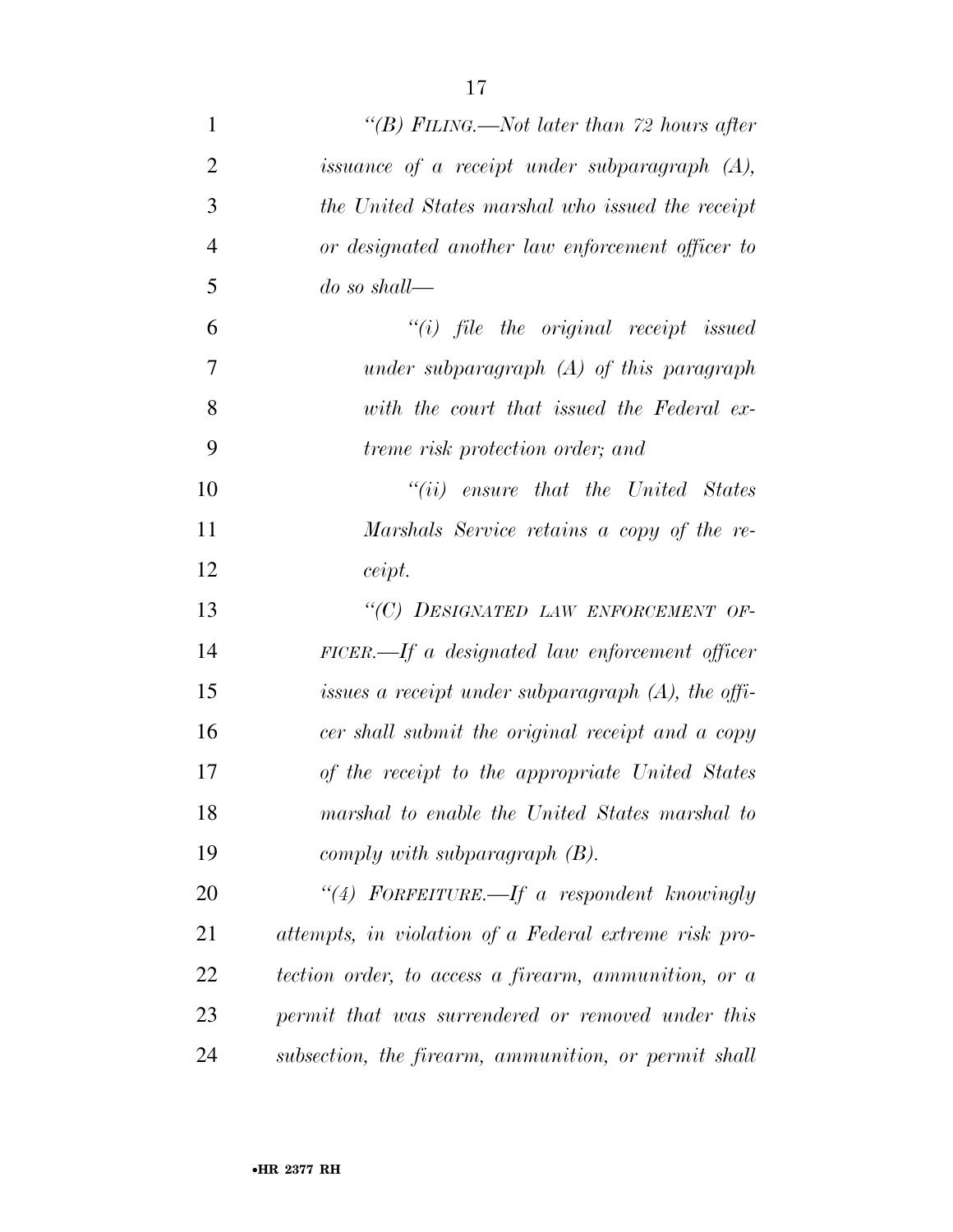*"(B) FILING.—Not later than 72 hours after issuance of a receipt under subparagraph (A), the United States marshal who issued the receipt or designated another law enforcement officer to do so shall—*

*"(i) file the original receipt issued under subparagraph (A) of this paragraph with the court that issued the Federal extreme risk protection order; and*

*"(ii) ensure that the United States Marshals Service retains a copy of the receipt.*

*"(C) DESIGNATED LAW ENFORCEMENT OFFICER.—If a designated law enforcement officer issues a receipt under subparagraph (A), the officer shall submit the original receipt and a copy of the receipt to the appropriate United States marshal to enable the United States marshal to comply with subparagraph (B).*

*"(4) FORFEITURE.—If a respondent knowingly attempts, in violation of a Federal extreme risk protection order, to access a firearm, ammunition, or a permit that was surrendered or removed under this subsection, the firearm, ammunition, or permit shall*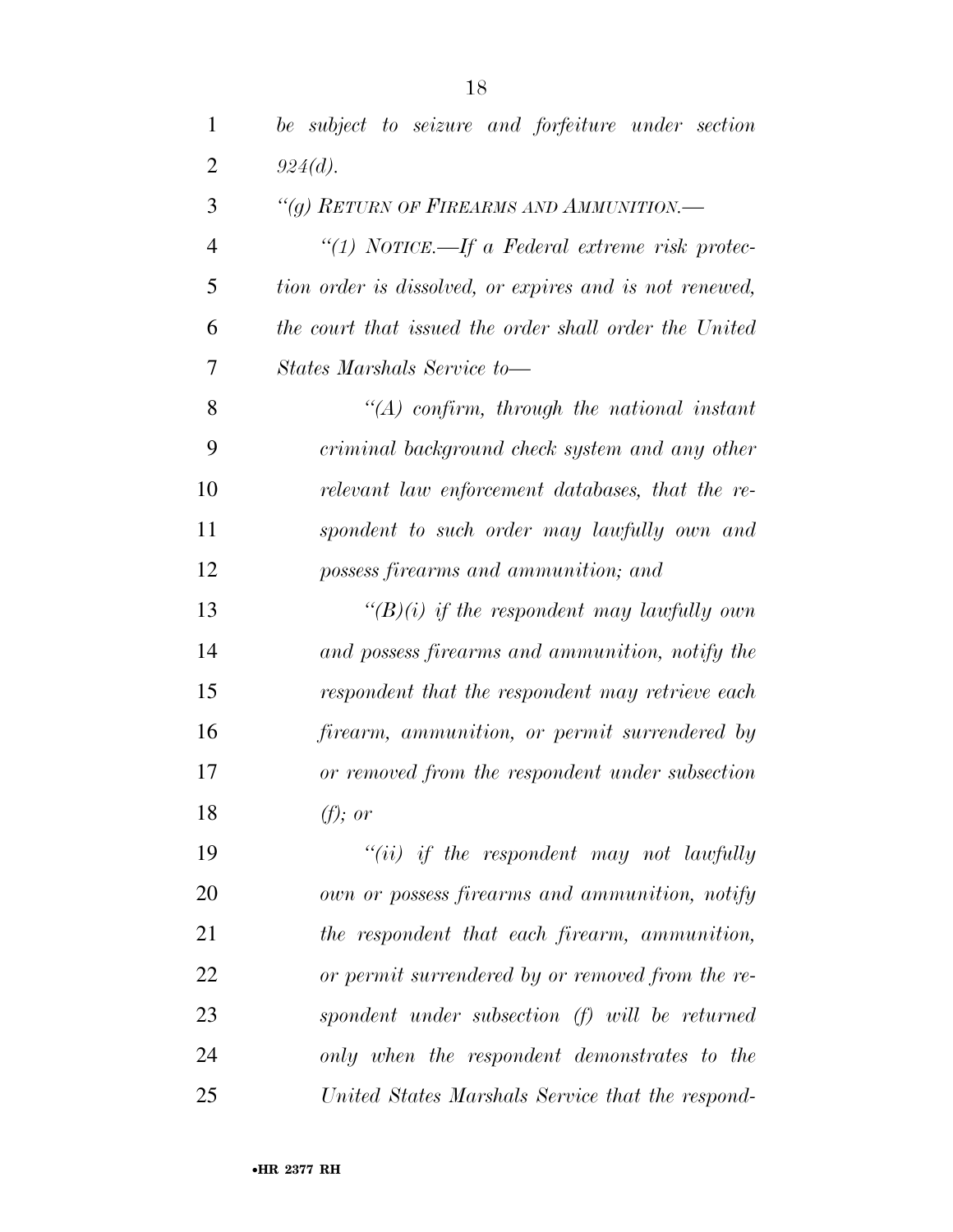*be subject to seizure and forfeiture under section 924(d).*

*"(g) RETURN OF FIREARMS AND AMMUNITION.—*

*"(1) NOTICE.—If a Federal extreme risk protection order is dissolved, or expires and is not renewed, the court that issued the order shall order the United States Marshals Service to—*

*"(A) confirm, through the national instant criminal background check system and any other relevant law enforcement databases, that the respondent to such order may lawfully own and possess firearms and ammunition; and*

*"(B)(i) if the respondent may lawfully own and possess firearms and ammunition, notify the respondent that the respondent may retrieve each firearm, ammunition, or permit surrendered by or removed from the respondent under subsection (f); or*

*"(ii) if the respondent may not lawfully own or possess firearms and ammunition, notify the respondent that each firearm, ammunition, or permit surrendered by or removed from the respondent under subsection (f) will be returned only when the respondent demonstrates to the United States Marshals Service that the respond-*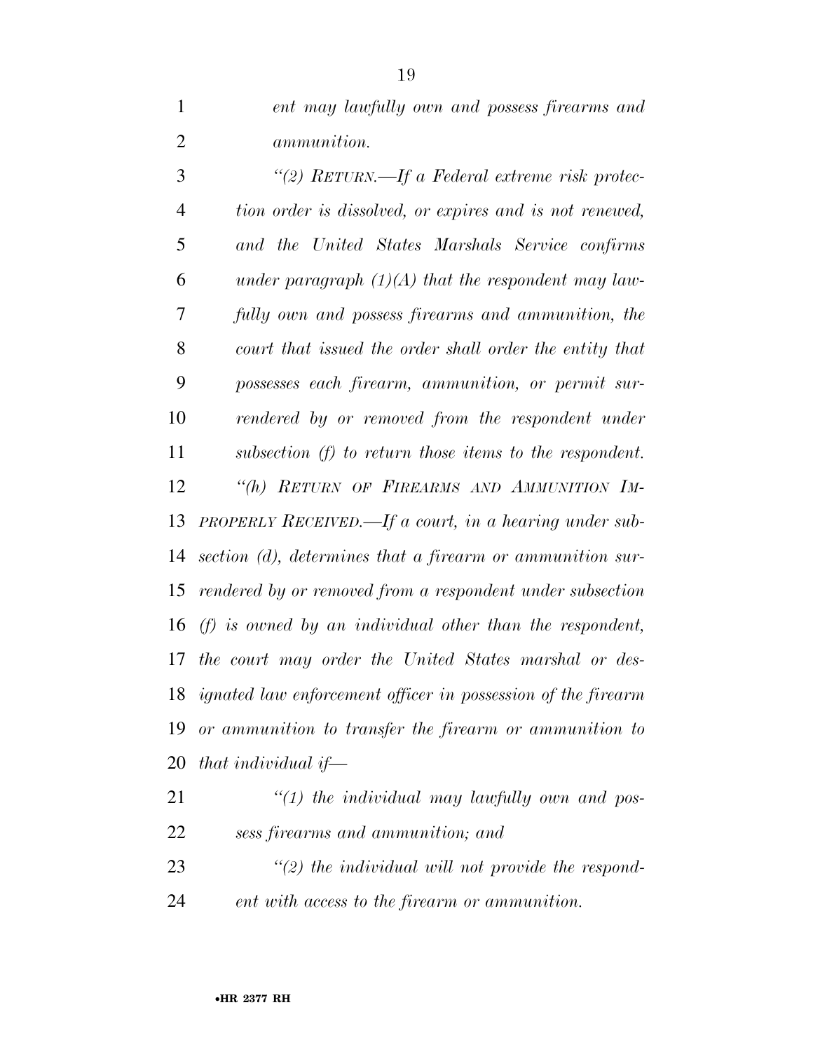*ent may lawfully own and possess firearms and ammunition.*

*"(2) RETURN.—If a Federal extreme risk protection order is dissolved, or expires and is not renewed, and the United States Marshals Service confirms under paragraph (1)(A) that the respondent may lawfully own and possess firearms and ammunition, the court that issued the order shall order the entity that possesses each firearm, ammunition, or permit surrendered by or removed from the respondent under subsection (f) to return those items to the respondent.*

*"(h) RETURN OF FIREARMS AND AMMUNITION IMPROPERLY RECEIVED.—If a court, in a hearing under subsection (d), determines that a firearm or ammunition surrendered by or removed from a respondent under subsection (f) is owned by an individual other than the respondent, the court may order the United States marshal or designated law enforcement officer in possession of the firearm or ammunition to transfer the firearm or ammunition to that individual if—*

*"(1) the individual may lawfully own and possess firearms and ammunition; and*

*"(2) the individual will not provide the respondent with access to the firearm or ammunition.*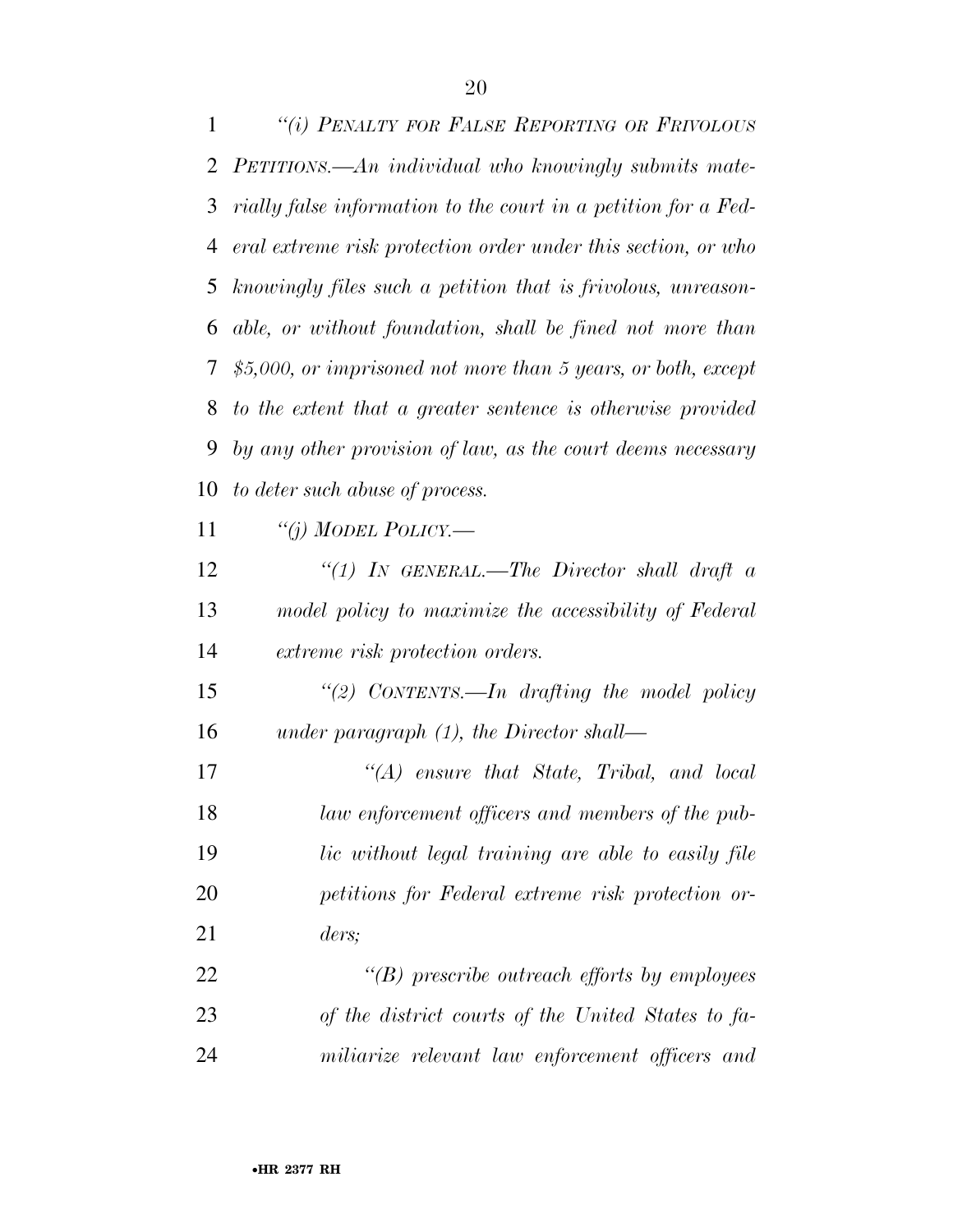*"(i) PENALTY FOR FALSE REPORTING OR FRIVOLOUS PETITIONS.—An individual who knowingly submits materially false information to the court in a petition for a Federal extreme risk protection order under this section, or who knowingly files such a petition that is frivolous, unreasonable, or without foundation, shall be fined not more than $5,000, or imprisoned not more than 5 years, or both, except to the extent that a greater sentence is otherwise provided by any other provision of law, as the court deems necessary to deter such abuse of process.*

*"(j) MODEL POLICY.—*

*"(1) IN GENERAL.—The Director shall draft a model policy to maximize the accessibility of Federal extreme risk protection orders.*

*"(2) CONTENTS.—In drafting the model policy under paragraph (1), the Director shall—*

*"(A) ensure that State, Tribal, and local law enforcement officers and members of the public without legal training are able to easily file petitions for Federal extreme risk protection orders;*

*"(B) prescribe outreach efforts by employees of the district courts of the United States to familiarize relevant law enforcement officers and*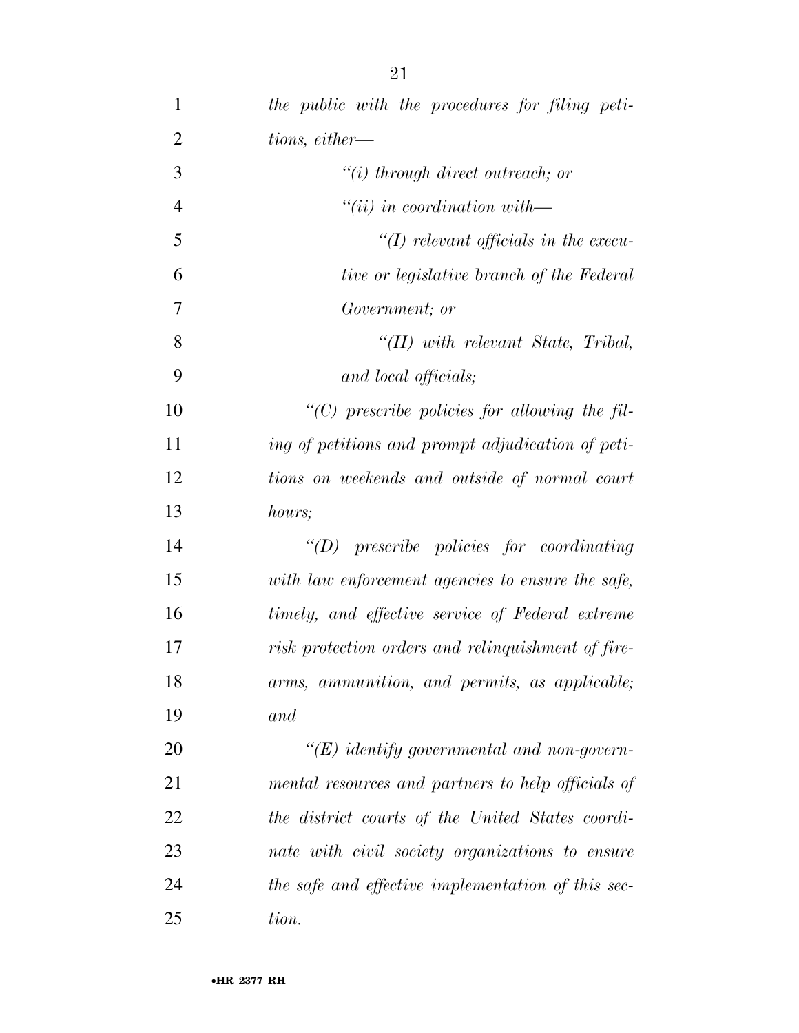*the public with the procedures for filing petitions, either—*

*"(i) through direct outreach; or*

*"(ii) in coordination with—*

*"(I) relevant officials in the executive or legislative branch of the Federal Government; or*

*"(II) with relevant State, Tribal, and local officials;*

*"(C) prescribe policies for allowing the filing of petitions and prompt adjudication of petitions on weekends and outside of normal court hours;*

*"(D) prescribe policies for coordinating with law enforcement agencies to ensure the safe, timely, and effective service of Federal extreme risk protection orders and relinquishment of firearms, ammunition, and permits, as applicable; and*

*"(E) identify governmental and non-governmental resources and partners to help officials of the district courts of the United States coordinate with civil society organizations to ensure the safe and effective implementation of this section.*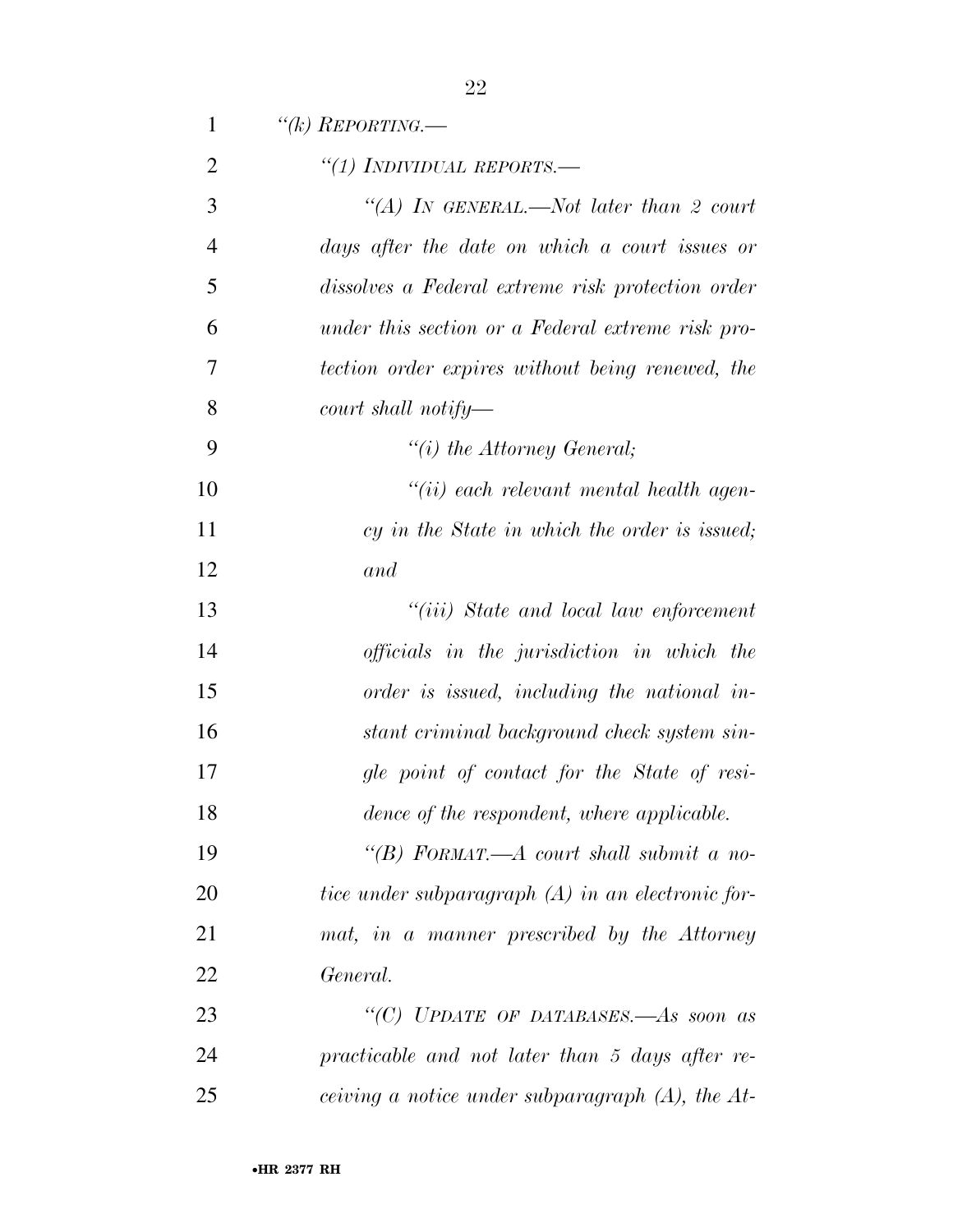*"(k) REPORTING.—*

*"(1) INDIVIDUAL REPORTS.—*

*"(A) IN GENERAL.—Not later than 2 court days after the date on which a court issues or dissolves a Federal extreme risk protection order under this section or a Federal extreme risk protection order expires without being renewed, the court shall notify—*

*"(i) the Attorney General;*

*"(ii) each relevant mental health agency in the State in which the order is issued; and*

*"(iii) State and local law enforcement officials in the jurisdiction in which the order is issued, including the national instant criminal background check system single point of contact for the State of residence of the respondent, where applicable.*

*"(B) FORMAT.—A court shall submit a notice under subparagraph (A) in an electronic format, in a manner prescribed by the Attorney General.*

*"(C) UPDATE OF DATABASES.—As soon as practicable and not later than 5 days after receiving a notice under subparagraph (A), the At-*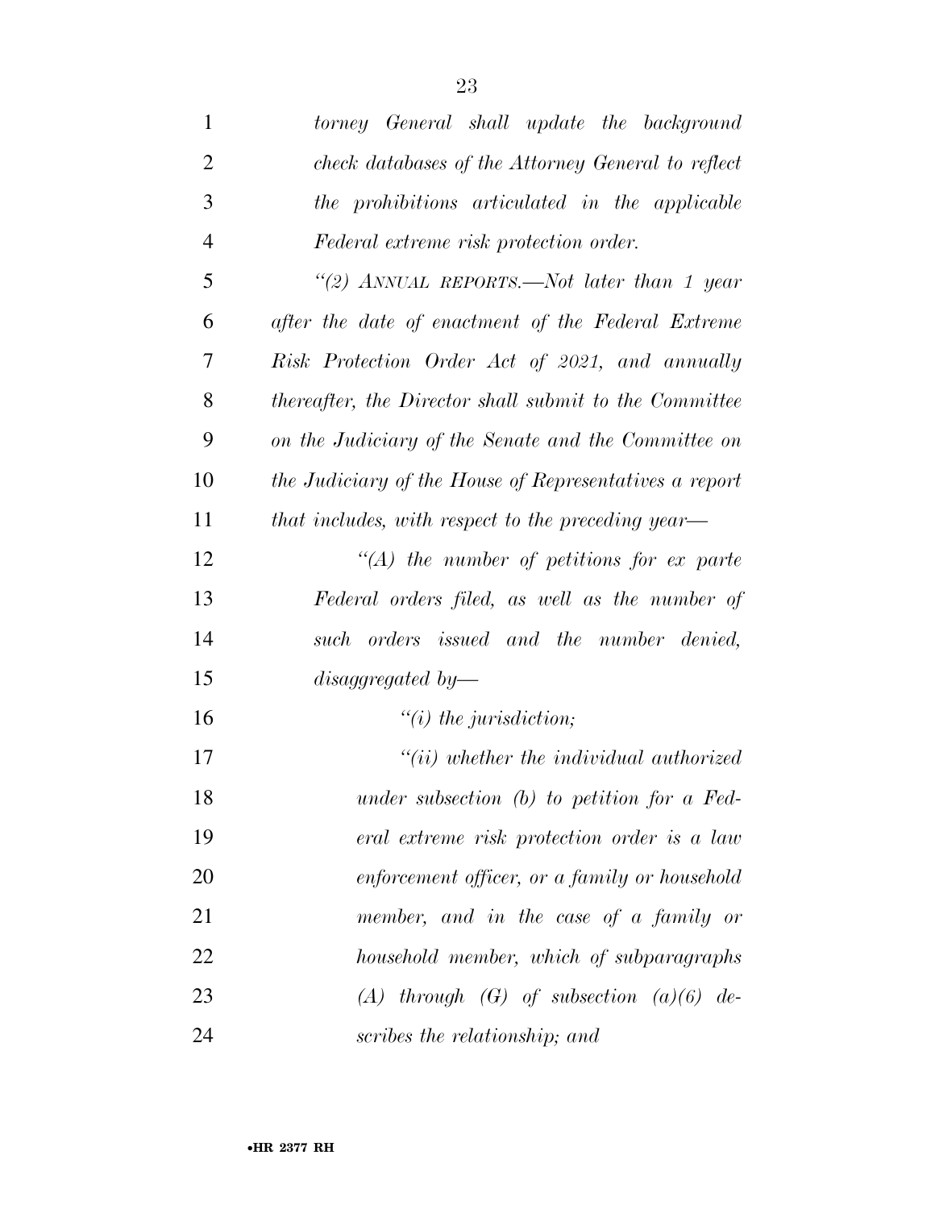*torney General shall update the background check databases of the Attorney General to reflect the prohibitions articulated in the applicable Federal extreme risk protection order.*

*"(2) ANNUAL REPORTS.—Not later than 1 year after the date of enactment of the Federal Extreme Risk Protection Order Act of 2021, and annually thereafter, the Director shall submit to the Committee on the Judiciary of the Senate and the Committee on the Judiciary of the House of Representatives a report that includes, with respect to the preceding year—*

*"(A) the number of petitions for ex parte Federal orders filed, as well as the number of such orders issued and the number denied, disaggregated by—*

*"(i) the jurisdiction;*

*"(ii) whether the individual authorized under subsection (b) to petition for a Federal extreme risk protection order is a law enforcement officer, or a family or household member, and in the case of a family or household member, which of subparagraphs (A) through (G) of subsection (a)(6) describes the relationship; and*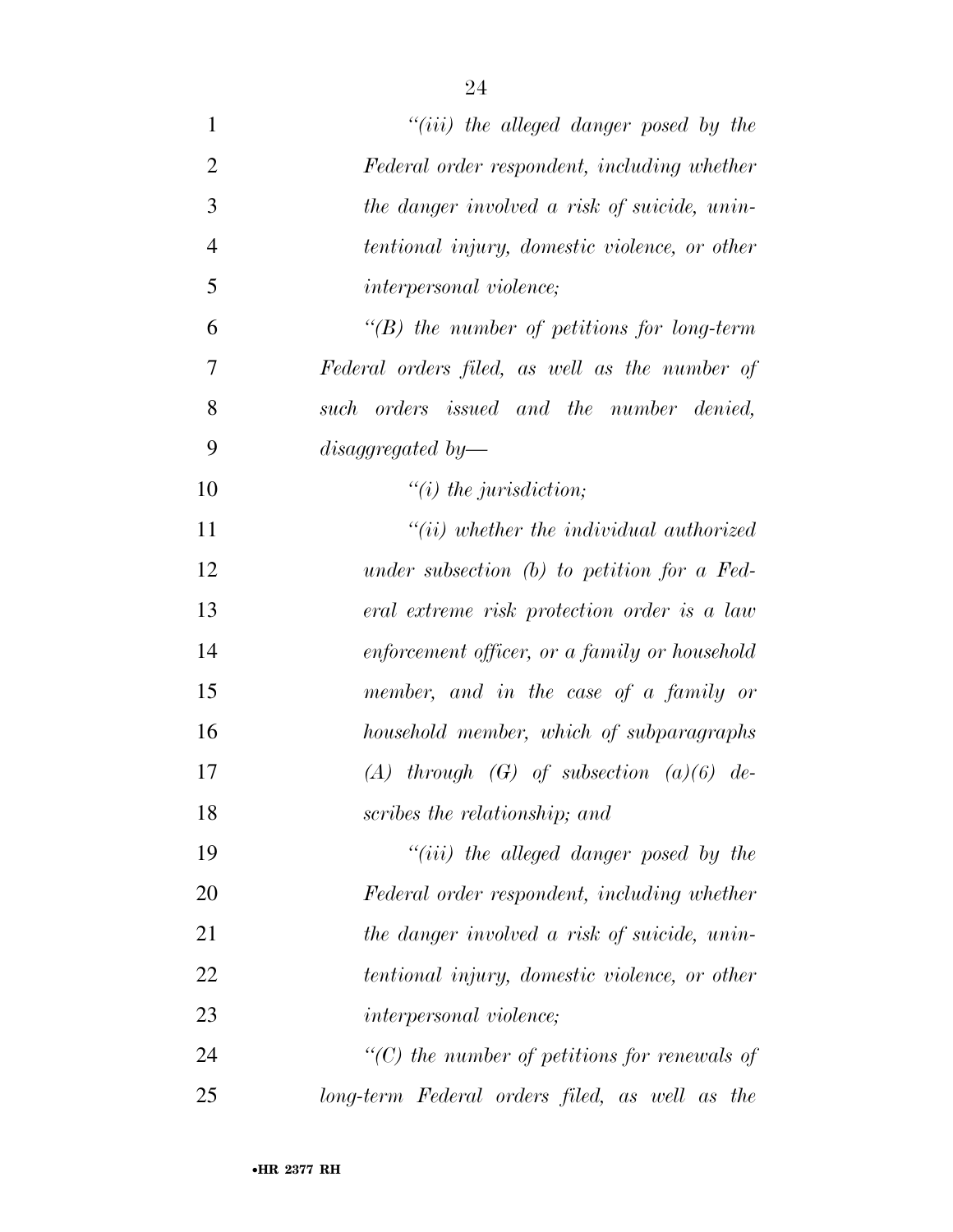*"(iii) the alleged danger posed by the Federal order respondent, including whether the danger involved a risk of suicide, unintentional injury, domestic violence, or other interpersonal violence;*

*"(B) the number of petitions for long-term Federal orders filed, as well as the number of such orders issued and the number denied, disaggregated by—*

*"(i) the jurisdiction;*

*"(ii) whether the individual authorized under subsection (b) to petition for a Federal extreme risk protection order is a law enforcement officer, or a family or household member, and in the case of a family or household member, which of subparagraphs (A) through (G) of subsection (a)(6) describes the relationship; and*

*"(iii) the alleged danger posed by the Federal order respondent, including whether the danger involved a risk of suicide, unintentional injury, domestic violence, or other interpersonal violence;*

*"(C) the number of petitions for renewals of long-term Federal orders filed, as well as the*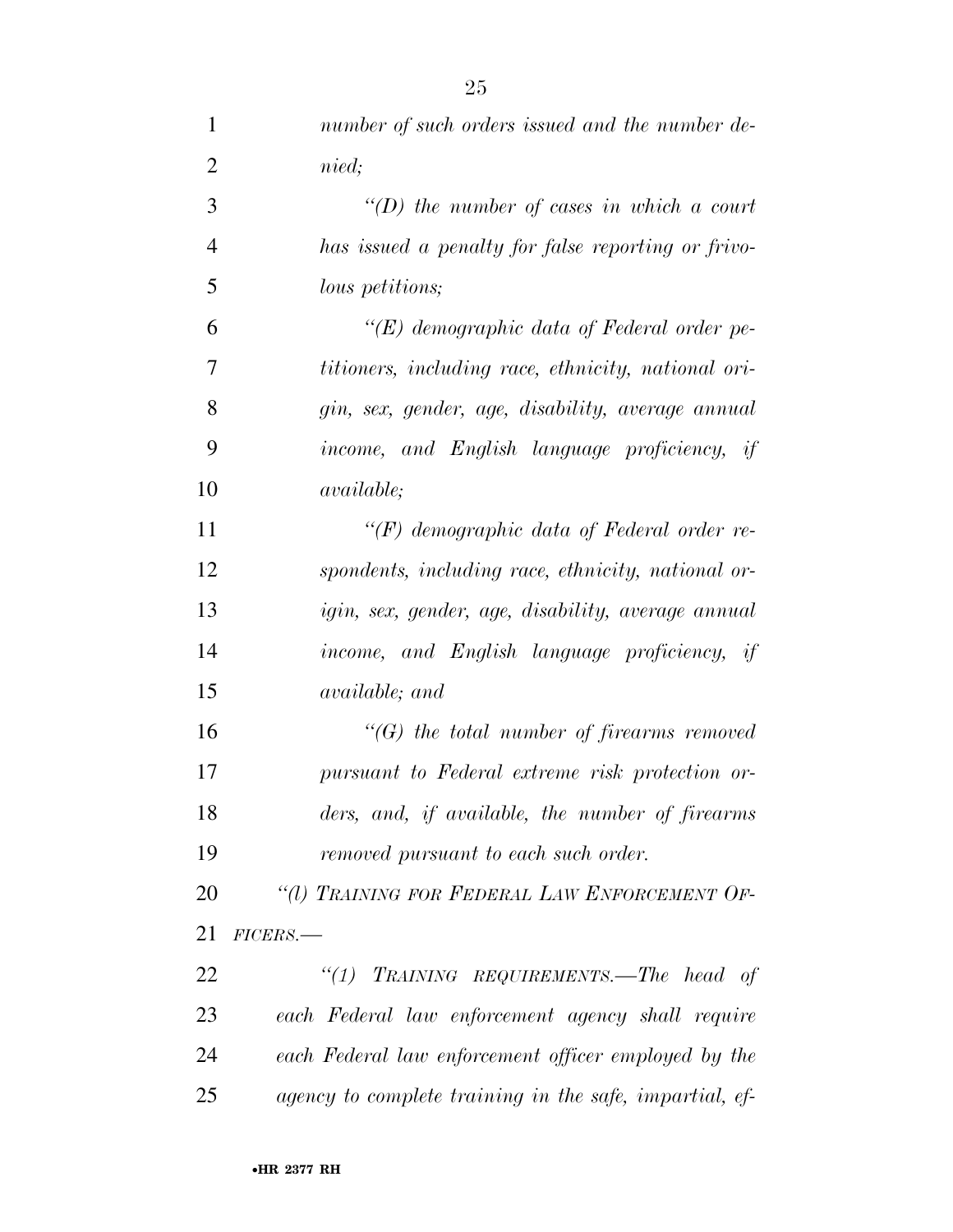*number of such orders issued and the number denied;*

*"(D) the number of cases in which a court has issued a penalty for false reporting or frivolous petitions;*

*"(E) demographic data of Federal order petitioners, including race, ethnicity, national origin, sex, gender, age, disability, average annual income, and English language proficiency, if available;*

*"(F) demographic data of Federal order respondents, including race, ethnicity, national origin, sex, gender, age, disability, average annual income, and English language proficiency, if available; and*

*"(G) the total number of firearms removed pursuant to Federal extreme risk protection orders, and, if available, the number of firearms removed pursuant to each such order.*

*"(l) TRAINING FOR FEDERAL LAW ENFORCEMENT OFFICERS.—*

*"(1) TRAINING REQUIREMENTS.—The head of each Federal law enforcement agency shall require each Federal law enforcement officer employed by the agency to complete training in the safe, impartial, ef-*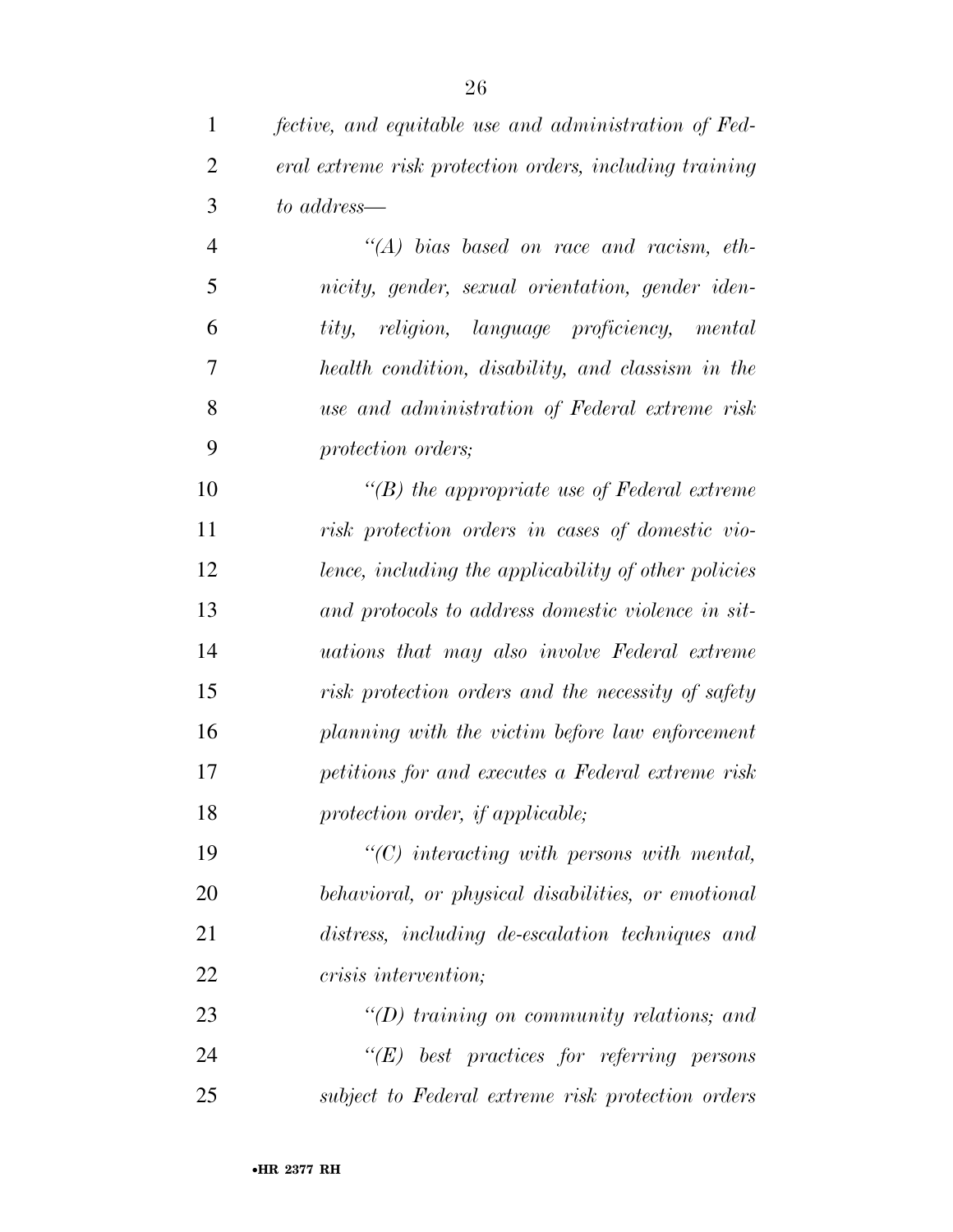*fective, and equitable use and administration of Federal extreme risk protection orders, including training to address—*

*''(A) bias based on race and racism, ethnicity, gender, sexual orientation, gender identity, religion, language proficiency, mental health condition, disability, and classism in the use and administration of Federal extreme risk protection orders;*

*''(B) the appropriate use of Federal extreme risk protection orders in cases of domestic violence, including the applicability of other policies and protocols to address domestic violence in situations that may also involve Federal extreme risk protection orders and the necessity of safety planning with the victim before law enforcement petitions for and executes a Federal extreme risk protection order, if applicable;*

*''(C) interacting with persons with mental, behavioral, or physical disabilities, or emotional distress, including de-escalation techniques and crisis intervention;*

*''(D) training on community relations; and*

*''(E) best practices for referring persons subject to Federal extreme risk protection orders*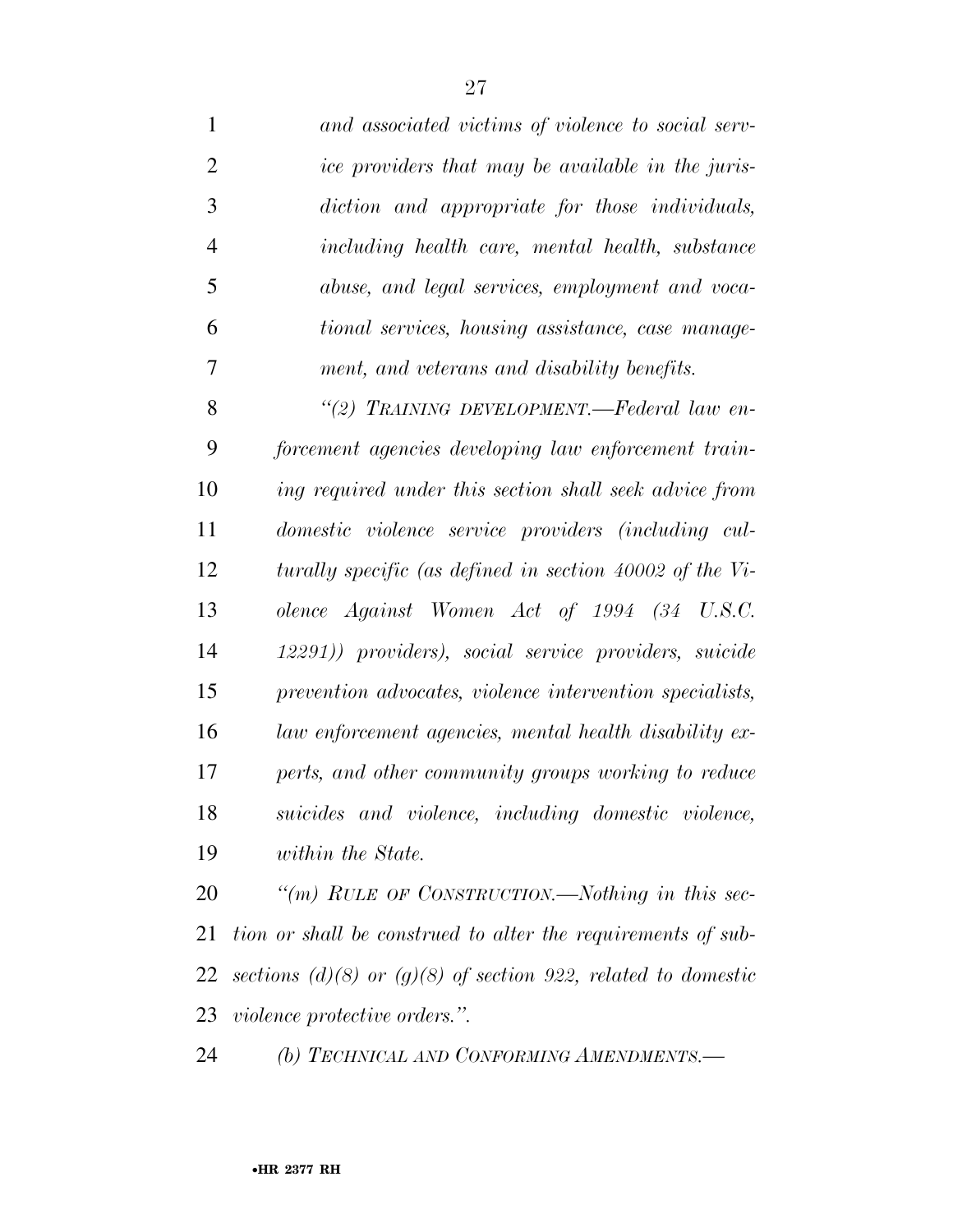*and associated victims of violence to social service providers that may be available in the jurisdiction and appropriate for those individuals, including health care, mental health, substance abuse, and legal services, employment and vocational services, housing assistance, case management, and veterans and disability benefits.*

*"(2) TRAINING DEVELOPMENT.—Federal law enforcement agencies developing law enforcement training required under this section shall seek advice from domestic violence service providers (including culturally specific (as defined in section 40002 of the Violence Against Women Act of 1994 (34 U.S.C. 12291)) providers), social service providers, suicide prevention advocates, violence intervention specialists, law enforcement agencies, mental health disability experts, and other community groups working to reduce suicides and violence, including domestic violence, within the State.*

*"(m) RULE OF CONSTRUCTION.—Nothing in this section or shall be construed to alter the requirements of subsections (d)(8) or (g)(8) of section 922, related to domestic violence protective orders.".*

*(b) TECHNICAL AND CONFORMING AMENDMENTS.—*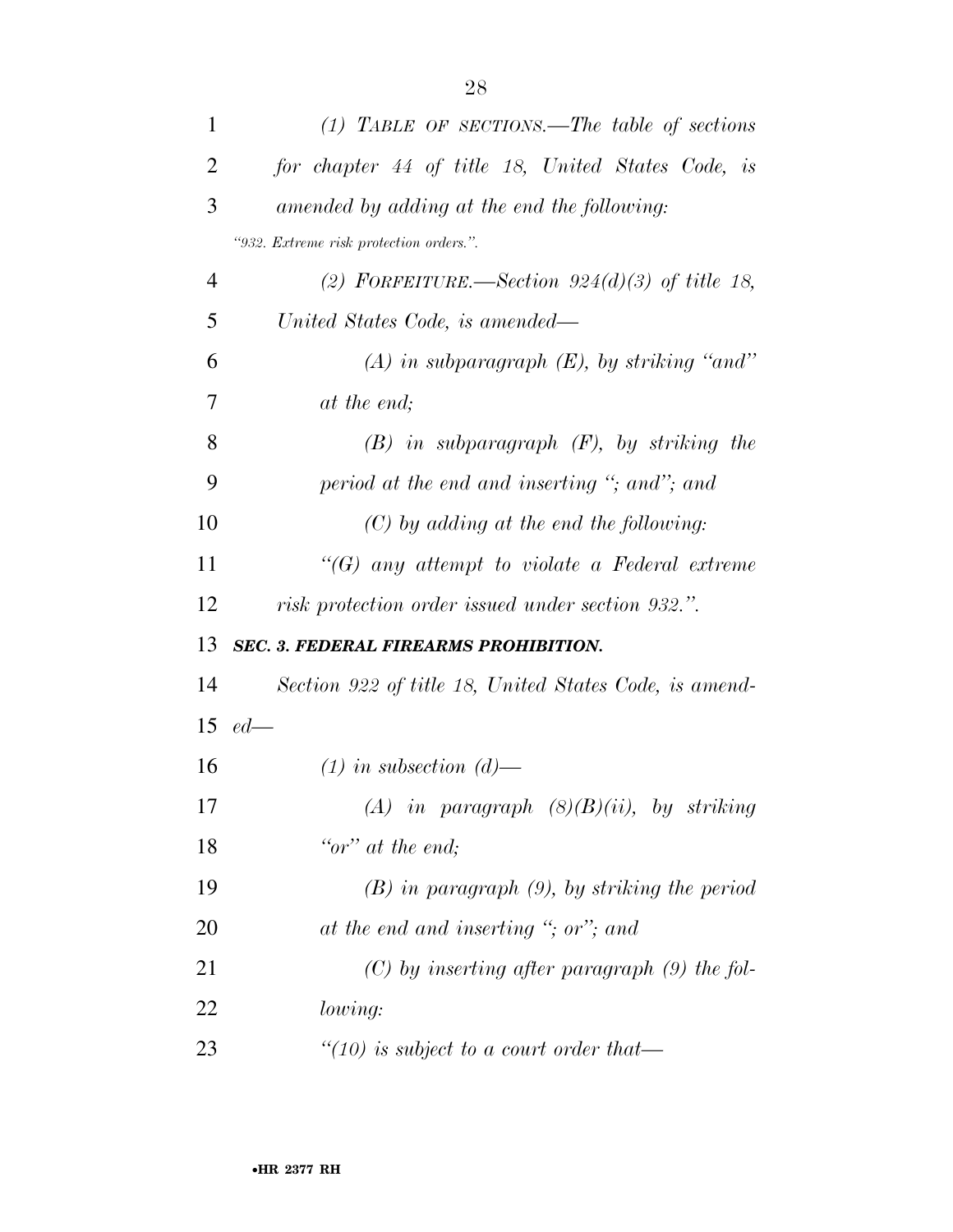*(1) TABLE OF SECTIONS.—The table of sections for chapter 44 of title 18, United States Code, is amended by adding at the end the following:*

*"932. Extreme risk protection orders.".*

*(2) FORFEITURE.—Section 924(d)(3) of title 18, United States Code, is amended—*

*(A) in subparagraph (E), by striking "and" at the end;*

*(B) in subparagraph (F), by striking the period at the end and inserting "; and"; and*

*(C) by adding at the end the following:*

*"(G) any attempt to violate a Federal extreme risk protection order issued under section 932.".*

### *SEC. 3. FEDERAL FIREARMS PROHIBITION.*

*Section 922 of title 18, United States Code, is amended—*

*(1) in subsection (d)—*

*(A) in paragraph (8)(B)(ii), by striking "or" at the end;*

*(B) in paragraph (9), by striking the period at the end and inserting "; or"; and*

*(C) by inserting after paragraph (9) the following:*

*"(10) is subject to a court order that—*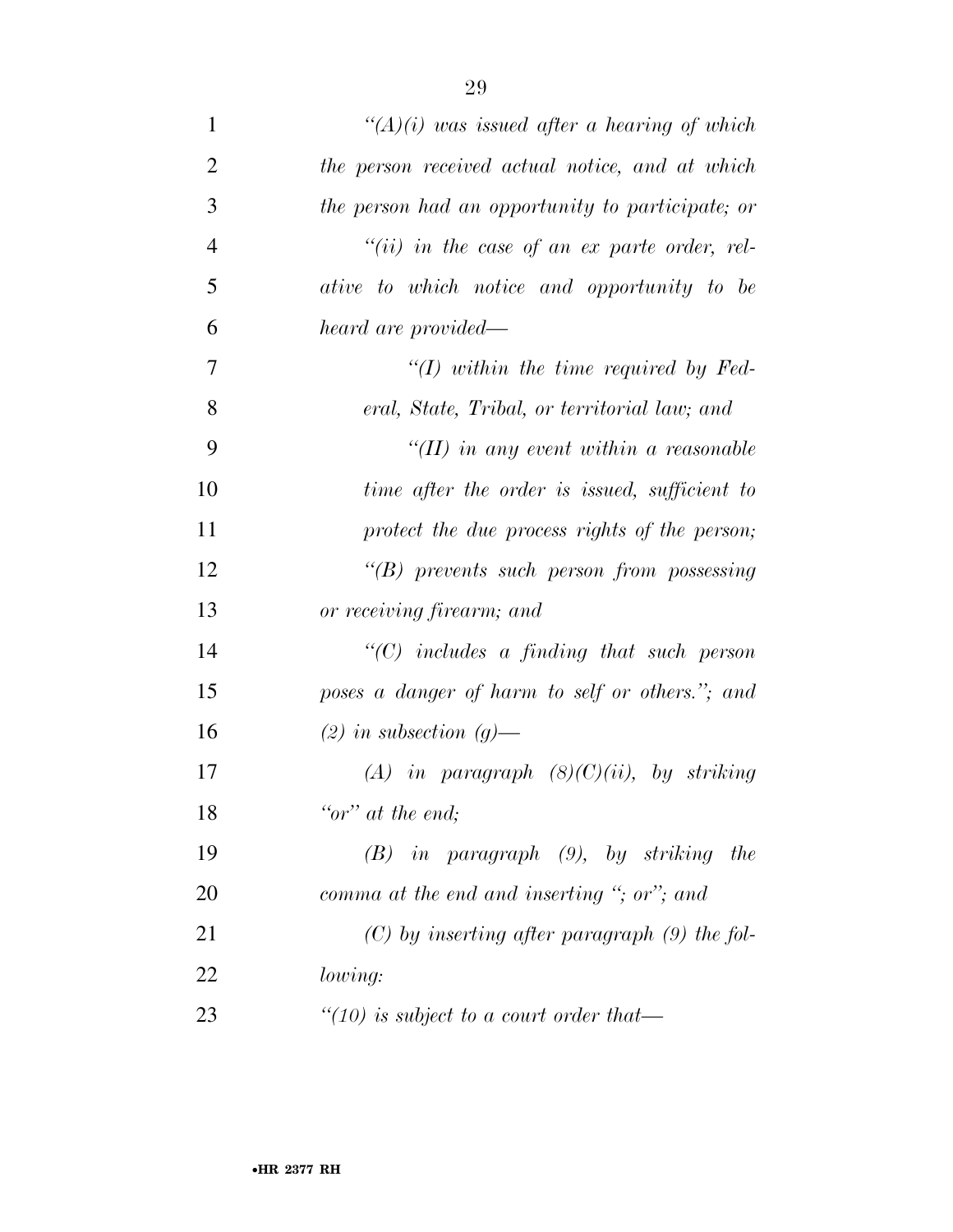*"(A)(i) was issued after a hearing of which the person received actual notice, and at which the person had an opportunity to participate; or*

*"(ii) in the case of an ex parte order, relative to which notice and opportunity to be heard are provided—*

*"(I) within the time required by Federal, State, Tribal, or territorial law; and*

*"(II) in any event within a reasonable time after the order is issued, sufficient to protect the due process rights of the person;*

*"(B) prevents such person from possessing or receiving firearm; and*

*"(C) includes a finding that such person poses a danger of harm to self or others."; and*

*(2) in subsection (g)—*

*(A) in paragraph (8)(C)(ii), by striking "or" at the end;*

*(B) in paragraph (9), by striking the comma at the end and inserting "; or"; and*

*(C) by inserting after paragraph (9) the following:*

*"(10) is subject to a court order that—*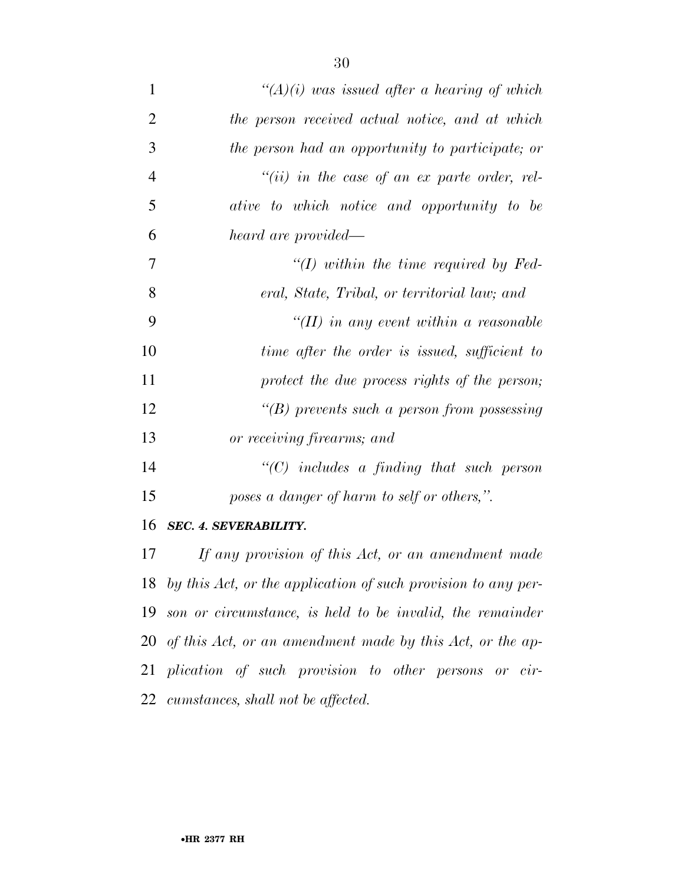*"(A)(i) was issued after a hearing of which the person received actual notice, and at which the person had an opportunity to participate; or*

*"(ii) in the case of an ex parte order, relative to which notice and opportunity to be heard are provided—*

*"(I) within the time required by Federal, State, Tribal, or territorial law; and*

*"(II) in any event within a reasonable time after the order is issued, sufficient to protect the due process rights of the person;*

*"(B) prevents such a person from possessing or receiving firearms; and*

*"(C) includes a finding that such person poses a danger of harm to self or others,".*

***SEC. 4. SEVERABILITY.***

*If any provision of this Act, or an amendment made by this Act, or the application of such provision to any person or circumstance, is held to be invalid, the remainder of this Act, or an amendment made by this Act, or the application of such provision to other persons or circumstances, shall not be affected.*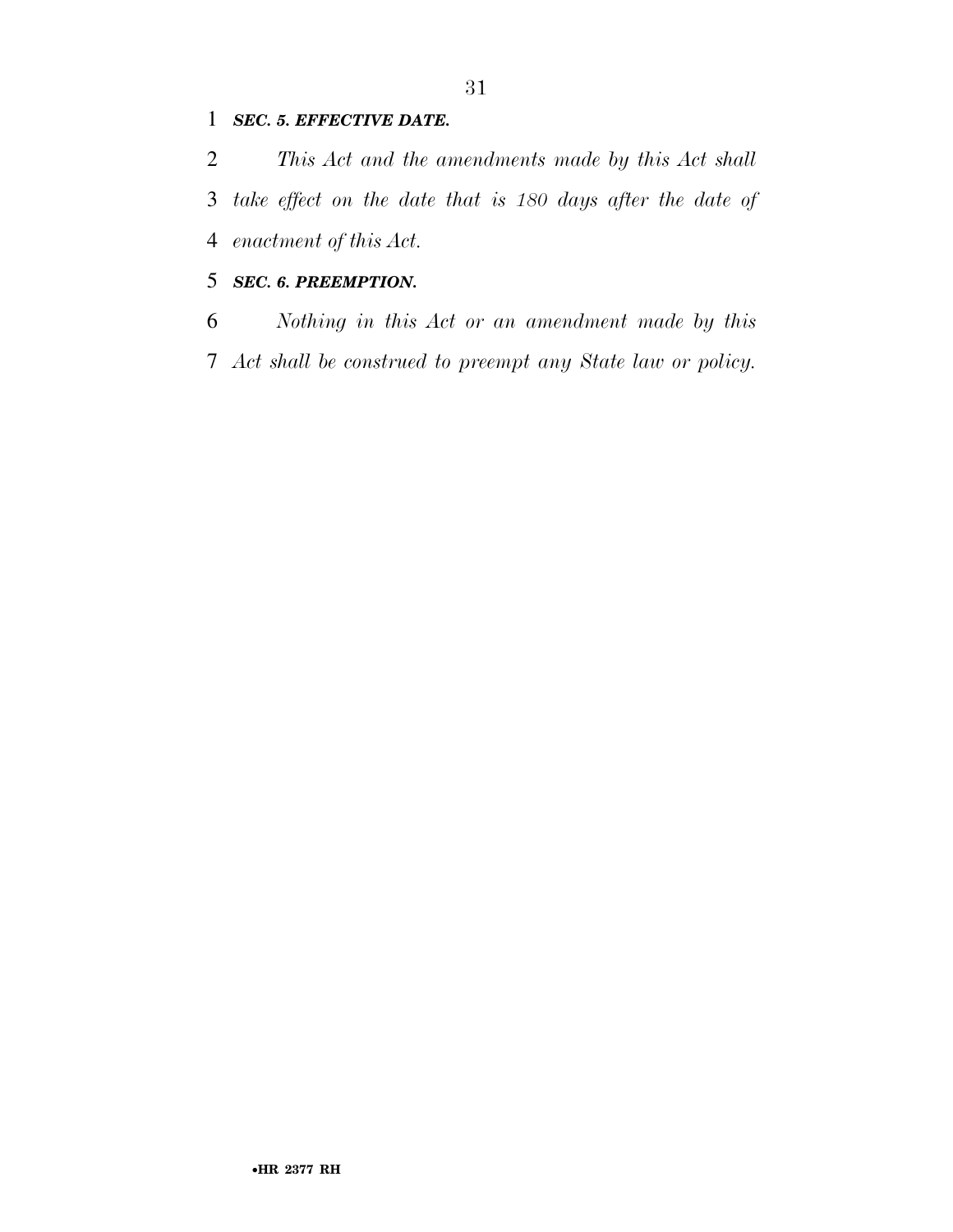***SEC. 5. EFFECTIVE DATE.***

*This Act and the amendments made by this Act shall take effect on the date that is 180 days after the date of enactment of this Act.*

***SEC. 6. PREEMPTION.***

*Nothing in this Act or an amendment made by this Act shall be construed to preempt any State law or policy.*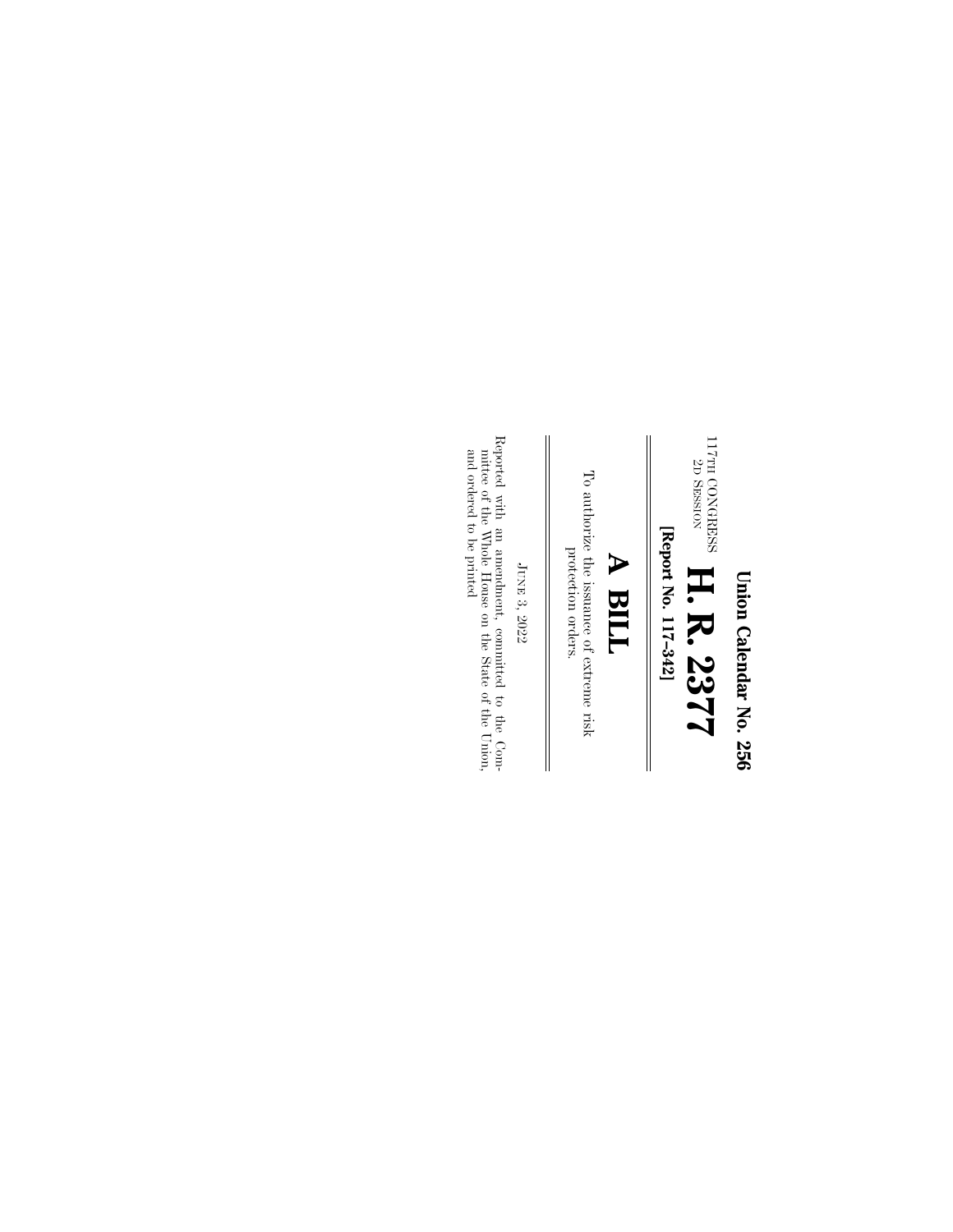**Union Calendar No. 256**

117TH CONGRESS
2D SESSION

# H. R. 2377

**[Report No. 117–342]**

---

# A BILL

To authorize the issuance of extreme risk protection orders.

---

JUNE 3, 2022

Reported with an amendment, committed to the Committee of the Whole House on the State of the Union, and ordered to be printed